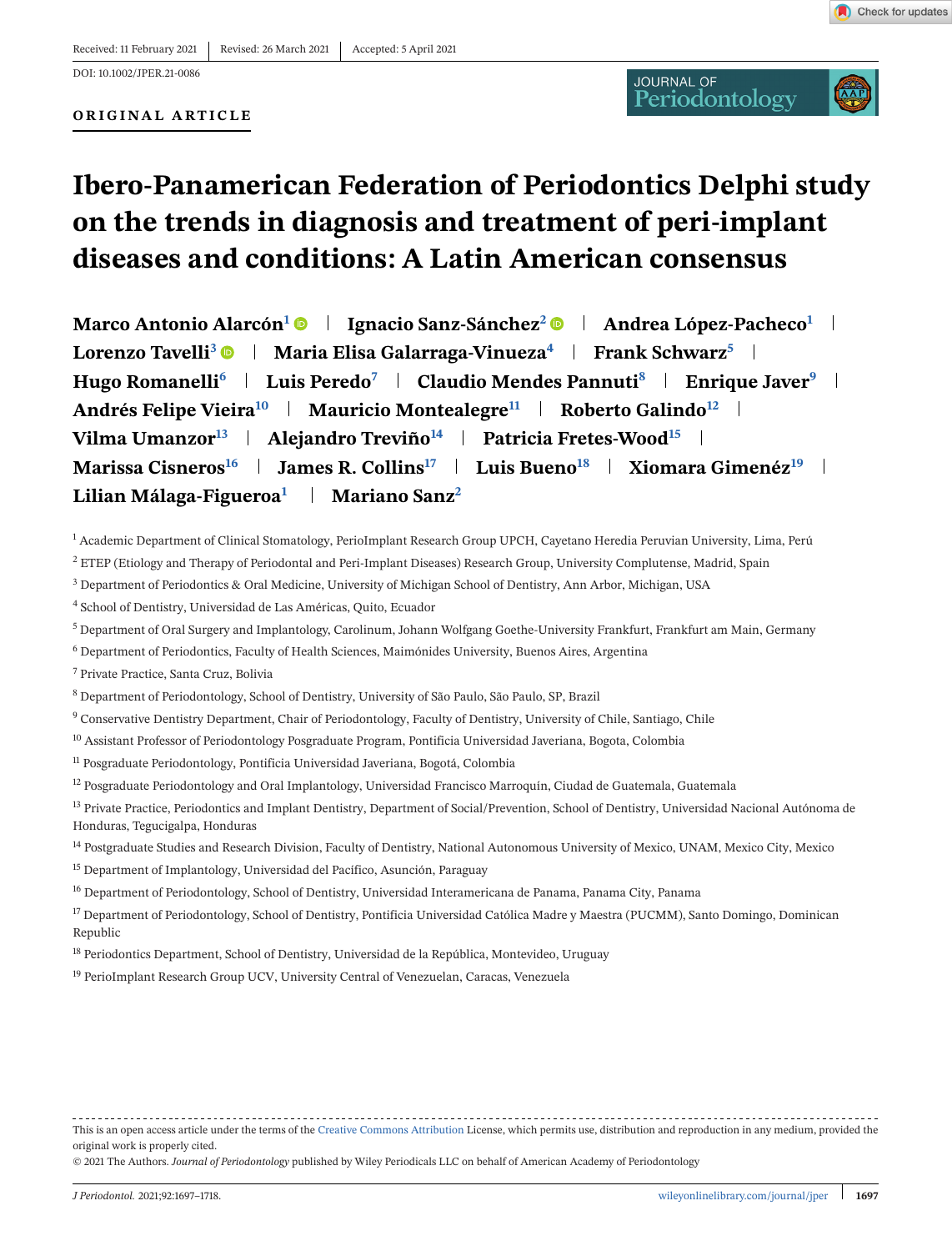Received: 11 February 2021 | Revised: 26 March 2021 | Accepted: 5 April 2021

DOI: 10.1002/JPER.21-0086

**ORIGINAL ARTICLE**

# Ibero-Panamerican Federation of Periodontics Delphi study on the trends in diagnosis and treatment of peri-implant diseases and conditions: A Latin American consensus

**Marco Antonio Alarcón[1] | Ignacio Sanz-Sánchez[2] | Andrea López-Pacheco[1] | Lorenzo Tavelli[3] | Maria Elisa Galarraga-Vinueza[4] | Frank Schwarz[5] | Hugo Romanelli[6] | Luis Peredo[7] | Claudio Mendes Pannuti[8] | Enrique Javer[9] | Andrés Felipe Vieira[10] | Mauricio Montealegre[11] | Roberto Galindo[12] | Vilma Umanzor[13] | Alejandro Treviño[14] | Patricia Fretes-Wood[15] | Marissa Cisneros[16] | James R. Collins[17] | Luis Bueno[18] | Xiomara Giménez[19] | Lilian Málaga-Figueroa[1] | Mariano Sanz[2]**

[1] Academic Department of Clinical Stomatology, PerioImplant Research Group UPCH, Cayetano Heredia Peruvian University, Lima, Perú

[2] ETEP (Etiology and Therapy of Periodontal and Peri-Implant Diseases) Research Group, University Complutense, Madrid, Spain

[3] Department of Periodontics & Oral Medicine, University of Michigan School of Dentistry, Ann Arbor, Michigan, USA

[4] School of Dentistry, Universidad de Las Américas, Quito, Ecuador

[5] Department of Oral Surgery and Implantology, Carolinum, Johann Wolfgang Goethe-University Frankfurt, Frankfurt am Main, Germany

[6] Department of Periodontics, Faculty of Health Sciences, Maimónides University, Buenos Aires, Argentina

[7] Private Practice, Santa Cruz, Bolivia

[8] Department of Periodontology, School of Dentistry, University of São Paulo, São Paulo, SP, Brazil

[9] Conservative Dentistry Department, Chair of Periodontology, Faculty of Dentistry, University of Chile, Santiago, Chile

[10] Assistant Professor of Periodontology Posgraduate Program, Pontificia Universidad Javeriana, Bogota, Colombia

[11] Posgraduate Periodontology, Pontificia Universidad Javeriana, Bogotá, Colombia

[12] Posgraduate Periodontology and Oral Implantology, Universidad Francisco Marroquín, Ciudad de Guatemala, Guatemala

[13] Private Practice, Periodontics and Implant Dentistry, Department of Social/Prevention, School of Dentistry, Universidad Nacional Autónoma de Honduras, Tegucigalpa, Honduras

[14] Postgraduate Studies and Research Division, Faculty of Dentistry, National Autonomous University of Mexico, UNAM, Mexico City, Mexico

[15] Department of Implantology, Universidad del Pacífico, Asunción, Paraguay

[16] Department of Periodontology, School of Dentistry, Universidad Interamericana de Panama, Panama City, Panama

[17] Department of Periodontology, School of Dentistry, Pontificia Universidad Católica Madre y Maestra (PUCMM), Santo Domingo, Dominican Republic

[18] Periodontics Department, School of Dentistry, Universidad de la República, Montevideo, Uruguay

[19] PerioImplant Research Group UCV, University Central of Venezuelan, Caracas, Venezuela

This is an open access article under the terms of the Creative Commons Attribution License, which permits use, distribution and reproduction in any medium, provided the original work is properly cited.

© 2021 The Authors. *Journal of Periodontology* published by Wiley Periodicals LLC on behalf of American Academy of Periodontology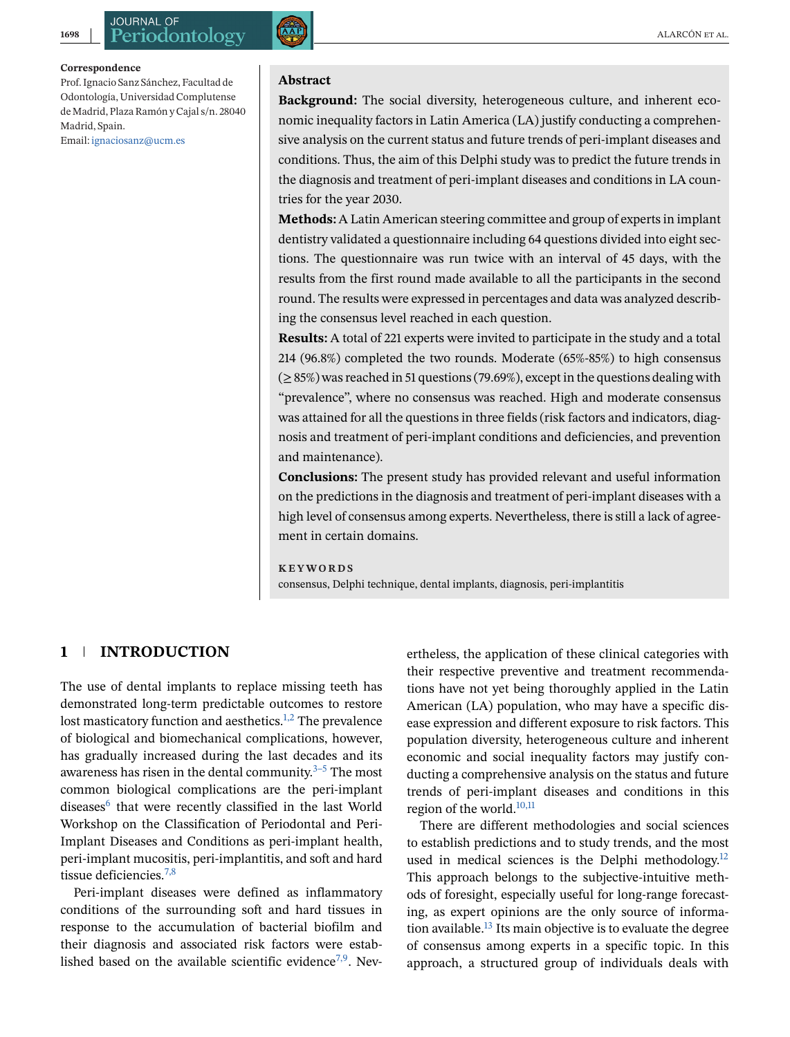**Correspondence**

Prof. Ignacio Sanz Sánchez, Facultad de Odontología, Universidad Complutense de Madrid, Plaza Ramón y Cajal s/n. 28040 Madrid, Spain.
Email: ignaciosanz@ucm.es

## Abstract

**Background:** The social diversity, heterogeneous culture, and inherent economic inequality factors in Latin America (LA) justify conducting a comprehensive analysis on the current status and future trends of peri-implant diseases and conditions. Thus, the aim of this Delphi study was to predict the future trends in the diagnosis and treatment of peri-implant diseases and conditions in LA countries for the year 2030.

**Methods:** A Latin American steering committee and group of experts in implant dentistry validated a questionnaire including 64 questions divided into eight sections. The questionnaire was run twice with an interval of 45 days, with the results from the first round made available to all the participants in the second round. The results were expressed in percentages and data was analyzed describing the consensus level reached in each question.

**Results:** A total of 221 experts were invited to participate in the study and a total 214 (96.8%) completed the two rounds. Moderate (65%-85%) to high consensus (≥ 85%) was reached in 51 questions (79.69%), except in the questions dealing with "prevalence", where no consensus was reached. High and moderate consensus was attained for all the questions in three fields (risk factors and indicators, diagnosis and treatment of peri-implant conditions and deficiencies, and prevention and maintenance).

**Conclusions:** The present study has provided relevant and useful information on the predictions in the diagnosis and treatment of peri-implant diseases with a high level of consensus among experts. Nevertheless, there is still a lack of agreement in certain domains.

**KEYWORDS**

consensus, Delphi technique, dental implants, diagnosis, peri-implantitis

## 1 INTRODUCTION

The use of dental implants to replace missing teeth has demonstrated long-term predictable outcomes to restore lost masticatory function and aesthetics.[1,2] The prevalence of biological and biomechanical complications, however, has gradually increased during the last decades and its awareness has risen in the dental community.[3–5] The most common biological complications are the peri-implant diseases[6] that were recently classified in the last World Workshop on the Classification of Periodontal and Peri-Implant Diseases and Conditions as peri-implant health, peri-implant mucositis, peri-implantitis, and soft and hard tissue deficiencies.[7,8]

Peri-implant diseases were defined as inflammatory conditions of the surrounding soft and hard tissues in response to the accumulation of bacterial biofilm and their diagnosis and associated risk factors were established based on the available scientific evidence[7,9]. Nevertheless, the application of these clinical categories with their respective preventive and treatment recommendations have not yet being thoroughly applied in the Latin American (LA) population, who may have a specific disease expression and different exposure to risk factors. This population diversity, heterogeneous culture and inherent economic and social inequality factors may justify conducting a comprehensive analysis on the status and future trends of peri-implant diseases and conditions in this region of the world.[10,11]

There are different methodologies and social sciences to establish predictions and to study trends, and the most used in medical sciences is the Delphi methodology.[12] This approach belongs to the subjective-intuitive methods of foresight, especially useful for long-range forecasting, as expert opinions are the only source of information available.[13] Its main objective is to evaluate the degree of consensus among experts in a specific topic. In this approach, a structured group of individuals deals with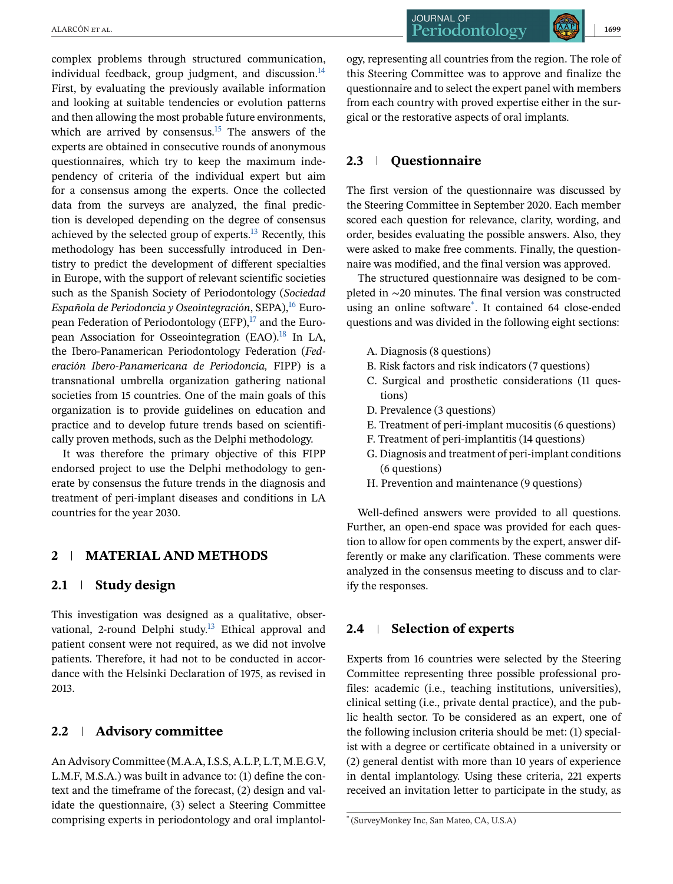complex problems through structured communication, individual feedback, group judgment, and discussion.[14] First, by evaluating the previously available information and looking at suitable tendencies or evolution patterns and then allowing the most probable future environments, which are arrived by consensus.[15] The answers of the experts are obtained in consecutive rounds of anonymous questionnaires, which try to keep the maximum independency of criteria of the individual expert but aim for a consensus among the experts. Once the collected data from the surveys are analyzed, the final prediction is developed depending on the degree of consensus achieved by the selected group of experts.[13] Recently, this methodology has been successfully introduced in Dentistry to predict the development of different specialties in Europe, with the support of relevant scientific societies such as the Spanish Society of Periodontology (*Sociedad Española de Periodoncia y Oseointegración*, SEPA),[16] European Federation of Periodontology (EFP),[17] and the European Association for Osseointegration (EAO).[18] In LA, the Ibero-Panamerican Periodontology Federation (*Federación Ibero-Panamericana de Periodoncia,* FIPP) is a transnational umbrella organization gathering national societies from 15 countries. One of the main goals of this organization is to provide guidelines on education and practice and to develop future trends based on scientifically proven methods, such as the Delphi methodology.

It was therefore the primary objective of this FIPP endorsed project to use the Delphi methodology to generate by consensus the future trends in the diagnosis and treatment of peri-implant diseases and conditions in LA countries for the year 2030.

## 2 | MATERIAL AND METHODS

### 2.1 | Study design

This investigation was designed as a qualitative, observational, 2-round Delphi study.[13] Ethical approval and patient consent were not required, as we did not involve patients. Therefore, it had not to be conducted in accordance with the Helsinki Declaration of 1975, as revised in 2013.

### 2.2 | Advisory committee

An Advisory Committee (M.A.A, I.S.S, A.L.P, L.T, M.E.G.V, L.M.F, M.S.A.) was built in advance to: (1) define the context and the timeframe of the forecast, (2) design and validate the questionnaire, (3) select a Steering Committee comprising experts in periodontology and oral implantology, representing all countries from the region. The role of this Steering Committee was to approve and finalize the questionnaire and to select the expert panel with members from each country with proved expertise either in the surgical or the restorative aspects of oral implants.

### 2.3 | Questionnaire

The first version of the questionnaire was discussed by the Steering Committee in September 2020. Each member scored each question for relevance, clarity, wording, and order, besides evaluating the possible answers. Also, they were asked to make free comments. Finally, the questionnaire was modified, and the final version was approved.

The structured questionnaire was designed to be completed in ~20 minutes. The final version was constructed using an online software*. It contained 64 close-ended questions and was divided in the following eight sections:

A. Diagnosis (8 questions)
B. Risk factors and risk indicators (7 questions)
C. Surgical and prosthetic considerations (11 questions)
D. Prevalence (3 questions)
E. Treatment of peri-implant mucositis (6 questions)
F. Treatment of peri-implantitis (14 questions)
G. Diagnosis and treatment of peri-implant conditions (6 questions)
H. Prevention and maintenance (9 questions)

Well-defined answers were provided to all questions. Further, an open-end space was provided for each question to allow for open comments by the expert, answer differently or make any clarification. These comments were analyzed in the consensus meeting to discuss and to clarify the responses.

### 2.4 | Selection of experts

Experts from 16 countries were selected by the Steering Committee representing three possible professional profiles: academic (i.e., teaching institutions, universities), clinical setting (i.e., private dental practice), and the public health sector. To be considered as an expert, one of the following inclusion criteria should be met: (1) specialist with a degree or certificate obtained in a university or (2) general dentist with more than 10 years of experience in dental implantology. Using these criteria, 221 experts received an invitation letter to participate in the study, as

* (SurveyMonkey Inc, San Mateo, CA, U.S.A)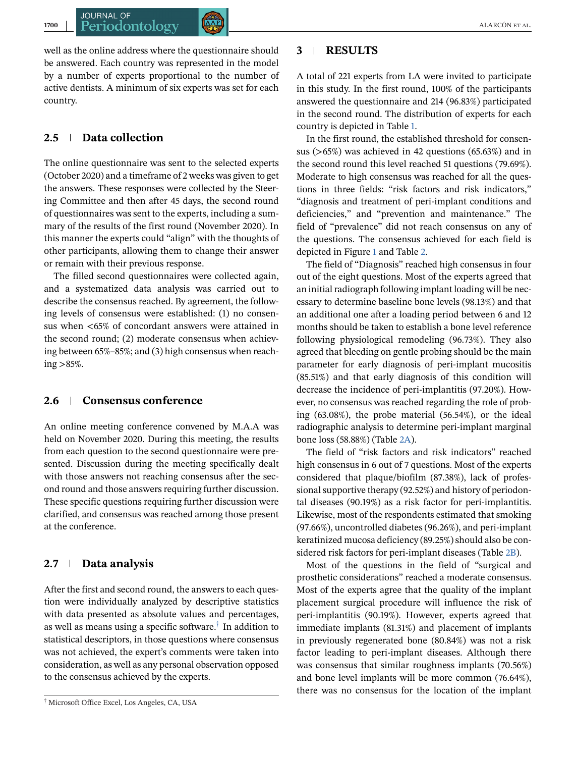well as the online address where the questionnaire should be answered. Each country was represented in the model by a number of experts proportional to the number of active dentists. A minimum of six experts was set for each country.

### 2.5 | Data collection

The online questionnaire was sent to the selected experts (October 2020) and a timeframe of 2 weeks was given to get the answers. These responses were collected by the Steering Committee and then after 45 days, the second round of questionnaires was sent to the experts, including a summary of the results of the first round (November 2020). In this manner the experts could "align" with the thoughts of other participants, allowing them to change their answer or remain with their previous response.

The filled second questionnaires were collected again, and a systematized data analysis was carried out to describe the consensus reached. By agreement, the following levels of consensus were established: (1) no consensus when <65% of concordant answers were attained in the second round; (2) moderate consensus when achieving between 65%–85%; and (3) high consensus when reaching >85%.

### 2.6 | Consensus conference

An online meeting conference convened by M.A.A was held on November 2020. During this meeting, the results from each question to the second questionnaire were presented. Discussion during the meeting specifically dealt with those answers not reaching consensus after the second round and those answers requiring further discussion. These specific questions requiring further discussion were clarified, and consensus was reached among those present at the conference.

### 2.7 | Data analysis

After the first and second round, the answers to each question were individually analyzed by descriptive statistics with data presented as absolute values and percentages, as well as means using a specific software.[†] In addition to statistical descriptors, in those questions where consensus was not achieved, the expert's comments were taken into consideration, as well as any personal observation opposed to the consensus achieved by the experts.

[†] Microsoft Office Excel, Los Angeles, CA, USA

## 3 | RESULTS

A total of 221 experts from LA were invited to participate in this study. In the first round, 100% of the participants answered the questionnaire and 214 (96.83%) participated in the second round. The distribution of experts for each country is depicted in Table 1.

In the first round, the established threshold for consensus (>65%) was achieved in 42 questions (65.63%) and in the second round this level reached 51 questions (79.69%). Moderate to high consensus was reached for all the questions in three fields: "risk factors and risk indicators," "diagnosis and treatment of peri-implant conditions and deficiencies," and "prevention and maintenance." The field of "prevalence" did not reach consensus on any of the questions. The consensus achieved for each field is depicted in Figure 1 and Table 2.

The field of "Diagnosis" reached high consensus in four out of the eight questions. Most of the experts agreed that an initial radiograph following implant loading will be necessary to determine baseline bone levels (98.13%) and that an additional one after a loading period between 6 and 12 months should be taken to establish a bone level reference following physiological remodeling (96.73%). They also agreed that bleeding on gentle probing should be the main parameter for early diagnosis of peri-implant mucositis (85.51%) and that early diagnosis of this condition will decrease the incidence of peri-implantitis (97.20%). However, no consensus was reached regarding the role of probing (63.08%), the probe material (56.54%), or the ideal radiographic analysis to determine peri-implant marginal bone loss (58.88%) (Table 2A).

The field of "risk factors and risk indicators" reached high consensus in 6 out of 7 questions. Most of the experts considered that plaque/biofilm (87.38%), lack of professional supportive therapy (92.52%) and history of periodontal diseases (90.19%) as a risk factor for peri-implantitis. Likewise, most of the respondents estimated that smoking (97.66%), uncontrolled diabetes (96.26%), and peri-implant keratinized mucosa deficiency (89.25%) should also be considered risk factors for peri-implant diseases (Table 2B).

Most of the questions in the field of "surgical and prosthetic considerations" reached a moderate consensus. Most of the experts agree that the quality of the implant placement surgical procedure will influence the risk of peri-implantitis (90.19%). However, experts agreed that immediate implants (81.31%) and placement of implants in previously regenerated bone (80.84%) was not a risk factor leading to peri-implant diseases. Although there was consensus that similar roughness implants (70.56%) and bone level implants will be more common (76.64%), there was no consensus for the location of the implant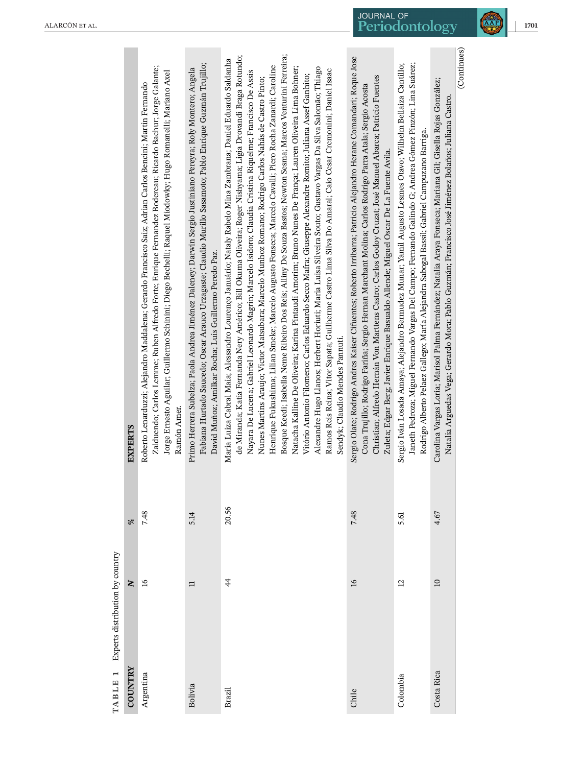**TABLE 1** Experts distribution by country

| COUNTRY | N | % | EXPERTS |
|---|---|---|---|
| Argentina | 16 | 7.48 | Roberto Lenarduzzi; Alejandro Maddalena; Gerardo Francisco Saiz; Adrian Carlos Bencini; Martin Fernando Zalduendo; Carlos Lemme; Ruben Alfredo Forte; Enrique Fernandez Bodereau; Ricardo Bachur; Jorge Galante; Jorge Ernesto Aguilar; Guillermo Schinini; Diego Bechelli; Raquel Miodowky; Hugo Romanelli; Mariano Axel Ramón Amer. |
| Bolivia | 11 | 5.14 | Primo Herrera Subelza; Paola Andrea Jiménez Daleney; Darwin Sergio Justiniano Pereyra; Roly Montero; Angela Fabiana Hurtado Saucedo; Oscar Arauco Urzagaste; Claudio Murillo Sasamoto; Pablo Enrique Guzmán Trujillo; David Muñoz; Amilkar Rocha; Luis Guillermo Peredo Paz. |
| Brazil | 44 | 20.56 | Maria Luiza Cabral Maia; Alessandro Lourenço Januário; Nataly Rabelo Mina Zambrana; Daniel Eduardo Saldanha de Miranda; Katia Fernanda Nery Américo; Bill Okuma Oliveira; Roger Nishyama; Ligia Drovandi Braga Rotundo; Nayara De Lucena; Gabriel Leonardo Magrin; Marcelo Isidoro; Claudia Cristina Riquelme; Francisco De Assis Nunes Martins Araujo; Victor Matsubara; Marcelo Munhoz Romano; Rodrigo Carlos Nahás de Castro Pinto; Henrique Fukushima; Lilian Smeke; Marcelo Augusto Fonseca; Marcelo Cavalli; Piero Rocha Zanardi; Caroline Bosque Keedi; Isabella Neme Ribeiro Dos Reis; Alliny De Souza Bastos; Newton Sesma; Marcos Venturini Ferreira; Natacha Kalline De Oliveira; Karina Pintaudi Amorim; Bruno Nunes De França; Lauren Oliveira Lima Bohner; Vitório Antonio Filomeno; Carlos Eduardo Secco Mafra; Giuseppe Alexandre Romito; Juliana Assef Ganhito; Alexandre Hugo Llanos; Herbert Horiuti; Maria Luisa Silveira Souto; Gustavo Vargas Da Silva Salomão; Thiago Ramos Reis Reina; Vitor Sapata; Guilherme Castro Lima Silva Do Amaral; Caio Cesar Cremonini; Daniel Isaac Sendyk; Claudio Mendes Pannuti. |
| Chile | 16 | 7.48 | Sergio Olate; Rodrigo Andres Kaiser Cifuentes; Roberto Irribarra; Patricio Alejandro Herane Comandari; Roque Jose Cona Trujillo; Rodrigo Fariña; Sergio Hernan Marchant Molina; Carlos Rodrigo Parra Atala; Sergio Acosta Christian; Alfredo Hernán Von Marttens Castro; Carlos Godoy Cruzat; José Manuel Abarca; Patricio Fuentes Zuleta; Edgar Berg; Javier Enrique Basualdo Allende; Miguel Oscar De La Fuente Avila. |
| Colombia | 12 | 5.61 | Sergio Iván Losada Amaya; Alejandro Bermudez Munar; Yamil Augusto Lesmes Otavo; Wilhelm Bellaiza Cantillo; Janeth Pedroza; Miguel Fernando Vargas Del Campo; Fernando Galindo G; Andrea Gómez Pinzón; Lina Suárez; Rodrigo Alberto Pelaez Gallego; María Alejandra Sabogal Bassil; Gabriel Campuzano Barriga. |
| Costa Rica | 10 | 4.67 | Carolina Vargas Loría; Marisol Palma Fernández; Natalia Araya Fonseca; Mariana Gil; Gisella Rojas González; Natalia Arguedas Vega; Gerardo Mora; Pablo Guzmán; Francisco José Jiménez Bolaños; Juliana Castro. |

(Continues)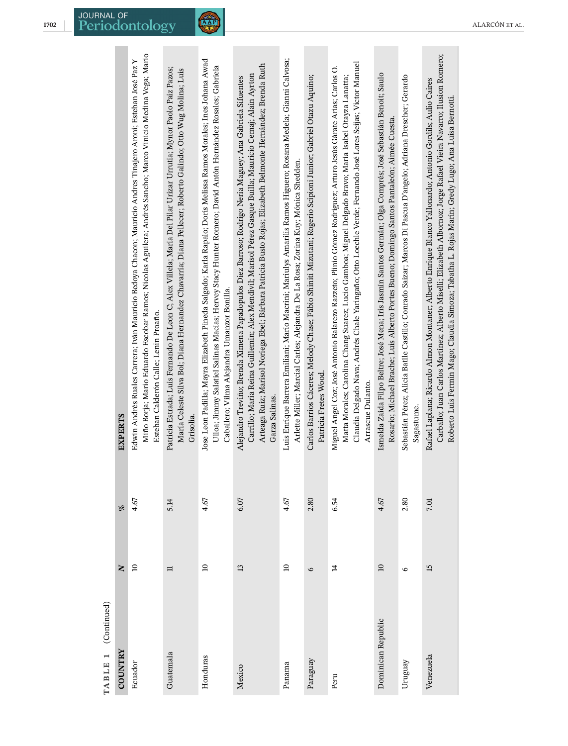**TABLE 1** (Continued)

| COUNTRY | N | % | EXPERTS |
|---|---|---|---|
| Ecuador | 10 | 4.67 | Edwin Andrés Ruales Carrera; Iván Mauricio Bedoya Chacon; Mauricio Andres Tinajero Aroni; Esteban José Paz Y Miño Borja; Mario Eduardo Escobar Ramos; Nicolas Aguilera; Andrés Sancho; Marco Vinicio Medina Vega; Mario Esteban Calderón Calle; Lenin Proaño. |
| Guatemala | 11 | 5.14 | Patricia Estrada; Luis Fernando De Leon C; Alex Villela; Maria Del Pilar Urizar Urrutia; Mynor Paolo Paiz Pazos; María Celeste Silva Bol; Diana Hernandez Chavarría; Diana Pellecer; Roberto Galindo; Otto Wug Molina; Luis Grisolia. |
| Honduras | 10 | 4.67 | Jose Leon Padilla; Mayra Elizabeth Pineda Salgado; Karla Rapalo; Doris Melissa Ramos Morales; Ines Johana Awad Ulloa; Jimmy Salatiel Salinas Macias; Hervey Stacy Hunter Romero; David Antón Hernández Rosales; Gabriela Caballero; Vilma Alejandra Umanzor Bonilla. |
| Mexico | 13 | 6.07 | Alejandro Treviño; Brenda Ximena Papadopulos Diez Barroso; Rodrigo Neria Maguey; Ana Gabriela Sifuentes Carrillo; Maria Reina Guillemin; Alex Mendivil; Marisol Pérez Gasque Builla; Mauricio Cemaj; Alain Ayrton Arteaga Ruiz; Marisol Noriega Ebel; Bárbara Patricia Busto Rojas; Elizabeth Belmonte Hernández; Brenda Ruth Garza Salinas. |
| Panama | 10 | 4.67 | Luis Enrique Barrera Emiliani; Mario Macrini; Mariulys Amarilis Ramos Higuero; Rosana Medela; Gianni Calvosa; Arlette Miller; Marcial Carles; Alejandra De La Rosa; Zorina Kuy; Mónica Shedden. |
| Paraguay | 6 | 2.80 | Carlos Barrios Cáceres; Melody Chase; Fábio Shiniti Mizutani; Rogerio Scipioni Junior; Gabriel Otazu Aquino; Patricia Fretes Wood. |
| Peru | 14 | 6.54 | Miguel Angel Coz; José Antonio Balarezo Razzeto; Plinio Gómez Rodriguez; Arturo Jesús Gárate Arias; Carlos O. Matta Morales; Carolina Chang Suarez; Lucio Gamboa; Miguel Delgado Bravo; Maria Isabel Otayza Lanatta; Claudia Delgado Nava; Andrés Chale Yaringaño; Otto Loechle Verde; Fernando José Lores Seijas; Victor Manuel Arrascue Dulanto. |
| Dominican Republic | 10 | 4.67 | Ismelda Zaida Filpo Beltre; José Mena; Iris Jasmín Santos Germán; Olga Comprés; José Sebastián Benoit; Saulo Rosario; Michael Brache; Luis Alberto Portes Bueno; Domingo Santos Pantaleón; Aimée Cuesta. |
| Uruguay | 6 | 2.80 | Sebastián Pérez; Alicia Batlle Castillo; Conrado Saizar; Marcos Di Pascua D'angelo; Adriana Drescher; Gerardo Sagastume. |
| Venezuela | 15 | 7.01 | Rafael Laplana; Ricardo Almon Montaner; Alberto Enrique Blanco Yallonardo; Antonio Gordils; Aulio Caires Carballo; Juan Carlos Martinez; Alberto Miselli; Elizabeth Albornoz; Jorge Rafael Vieira Navarro; Ilusion Romero; Roberto Luis Fermin Mago; Claudia Simoza; Tabatha L. Rojas Marin; Gredy Lugo; Ana Luisa Bermotti. |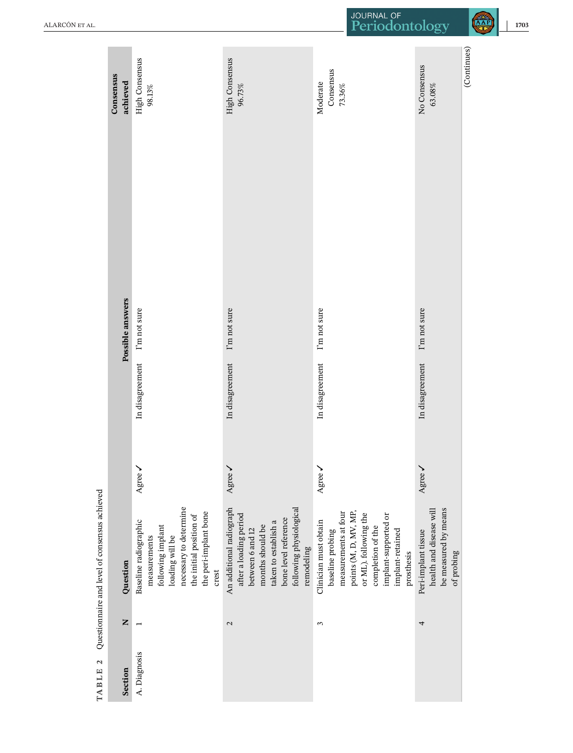**TABLE 2** Questionnaire and level of consensus achieved

| Section | N | Question | Possible answers | | | Consensus achieved |
|---|---|---|---|---|---|---|
| A. Diagnosis | 1 | Baseline radiographic measurements following implant loading will be necessary to determine the initial position of the peri-implant bone crest | Agree ✓ | In disagreement | I'm not sure | High Consensus 98.13% |
| | 2 | An additional radiograph after a loading period between 6 and 12 months should be taken to establish a bone level reference following physiological remodeling | Agree ✓ | In disagreement | I'm not sure | High Consensus 96.73% |
| | 3 | Clinician must obtain baseline probing measurements at four points (M, D, MV, MP, or ML), following the completion of the implant-supported or implant-retained prosthesis | Agree ✓ | In disagreement | I'm not sure | Moderate Consensus 73.36% |
| | 4 | Peri-implant tissue health and disease will be measured by means of probing | Agree ✓ | In disagreement | I'm not sure | No Consensus 63.08% |

(Continues)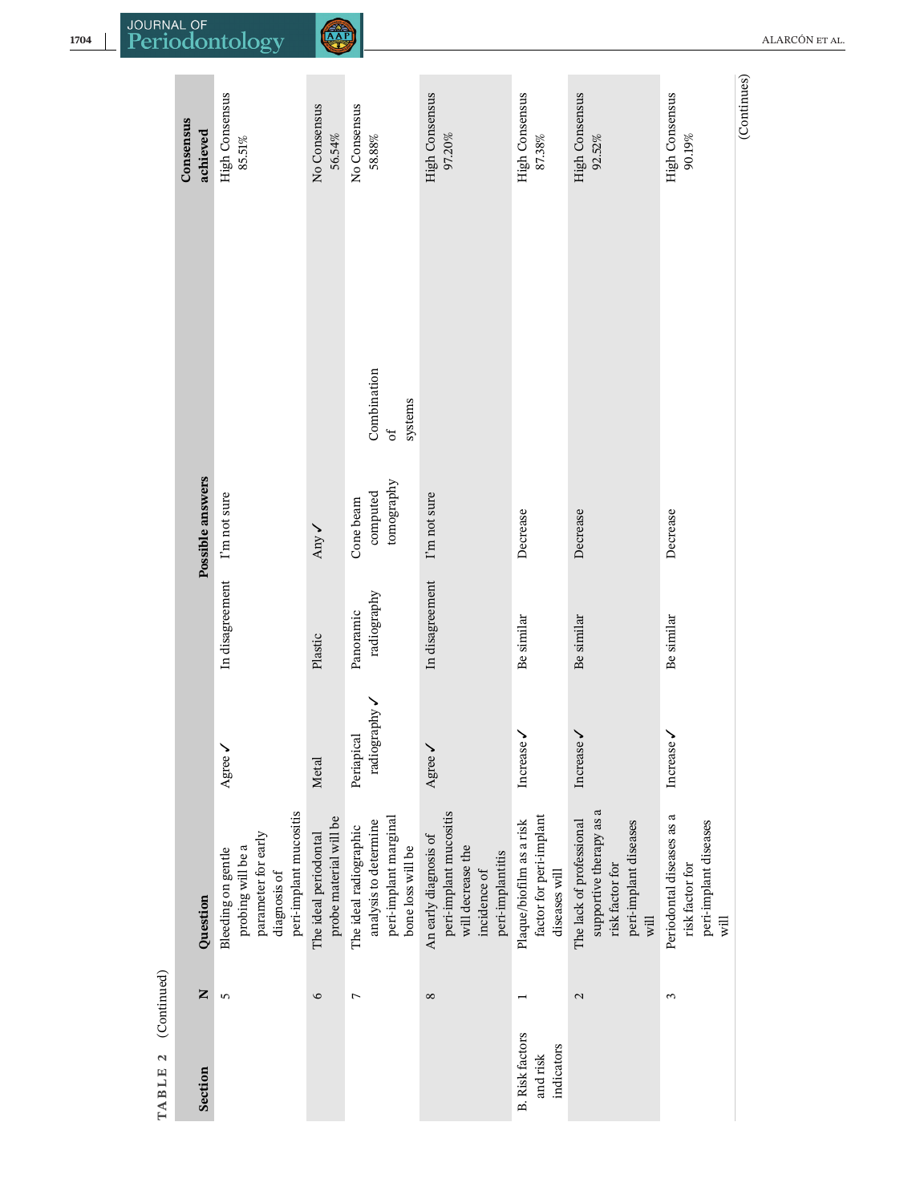**TABLE 2** (Continued)

| Section | N | Question | Possible answers | | | | Consensus achieved |
|---|---|---|---|---|---|---|---|
| | 5 | Bleeding on gentle probing will be a parameter for early diagnosis of peri-implant mucositis | Agree ✓ | In disagreement | I'm not sure | | High Consensus 85.51% |
| | 6 | The ideal periodontal probe material will be | Metal | Plastic | Any ✓ | | No Consensus 56.54% |
| | 7 | The ideal radiographic analysis to determine peri-implant marginal bone loss will be | Periapical radiography ✓ | Panoramic radiography | Cone beam computed tomography | Combination of systems | No Consensus 58.88% |
| | 8 | An early diagnosis of peri-implant mucositis will decrease the incidence of peri-implantitis | Agree ✓ | In disagreement | I'm not sure | | High Consensus 97.20% |
| B. Risk factors and risk indicators | 1 | Plaque/biofilm as a risk factor for peri-implant diseases will | Increase ✓ | Be similar | Decrease | | High Consensus 87.38% |
| | 2 | The lack of professional supportive therapy as a risk factor for peri-implant diseases will | Increase ✓ | Be similar | Decrease | | High Consensus 92.52% |
| | 3 | Periodontal diseases as a risk factor for peri-implant diseases will | Increase ✓ | Be similar | Decrease | | High Consensus 90.19% |

(Continues)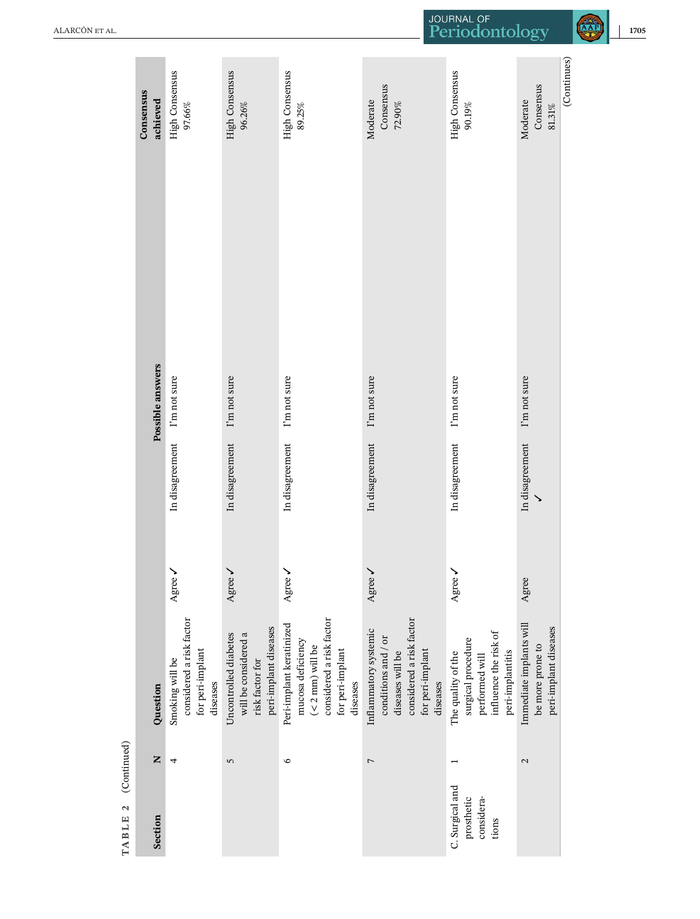**TABLE 2** (Continued)

| Section | N | Question | Possible answers | | | Consensus achieved |
|---|---|---|---|---|---|---|
| | 4 | Smoking will be considered a risk factor for peri-implant diseases | Agree ✓ | In disagreement | I'm not sure | High Consensus 97.66% |
| | 5 | Uncontrolled diabetes will be considered a risk factor for peri-implant diseases | Agree ✓ | In disagreement | I'm not sure | High Consensus 96.26% |
| | 6 | Peri-implant keratinized mucosa deficiency (< 2 mm) will be considered a risk factor for peri-implant diseases | Agree ✓ | In disagreement | I'm not sure | High Consensus 89.25% |
| | 7 | Inflammatory systemic conditions and / or diseases will be considered a risk factor for peri-implant diseases | Agree ✓ | In disagreement | I'm not sure | Moderate Consensus 72.90% |
| C. Surgical and prosthetic considerations | 1 | The quality of the surgical procedure performed will influence the risk of peri-implantitis | Agree ✓ | In disagreement | I'm not sure | High Consensus 90.19% |
| | 2 | Immediate implants will be more prone to peri-implant diseases | Agree | In disagreement ✓ | I'm not sure | Moderate Consensus 81.31% |

(Continues)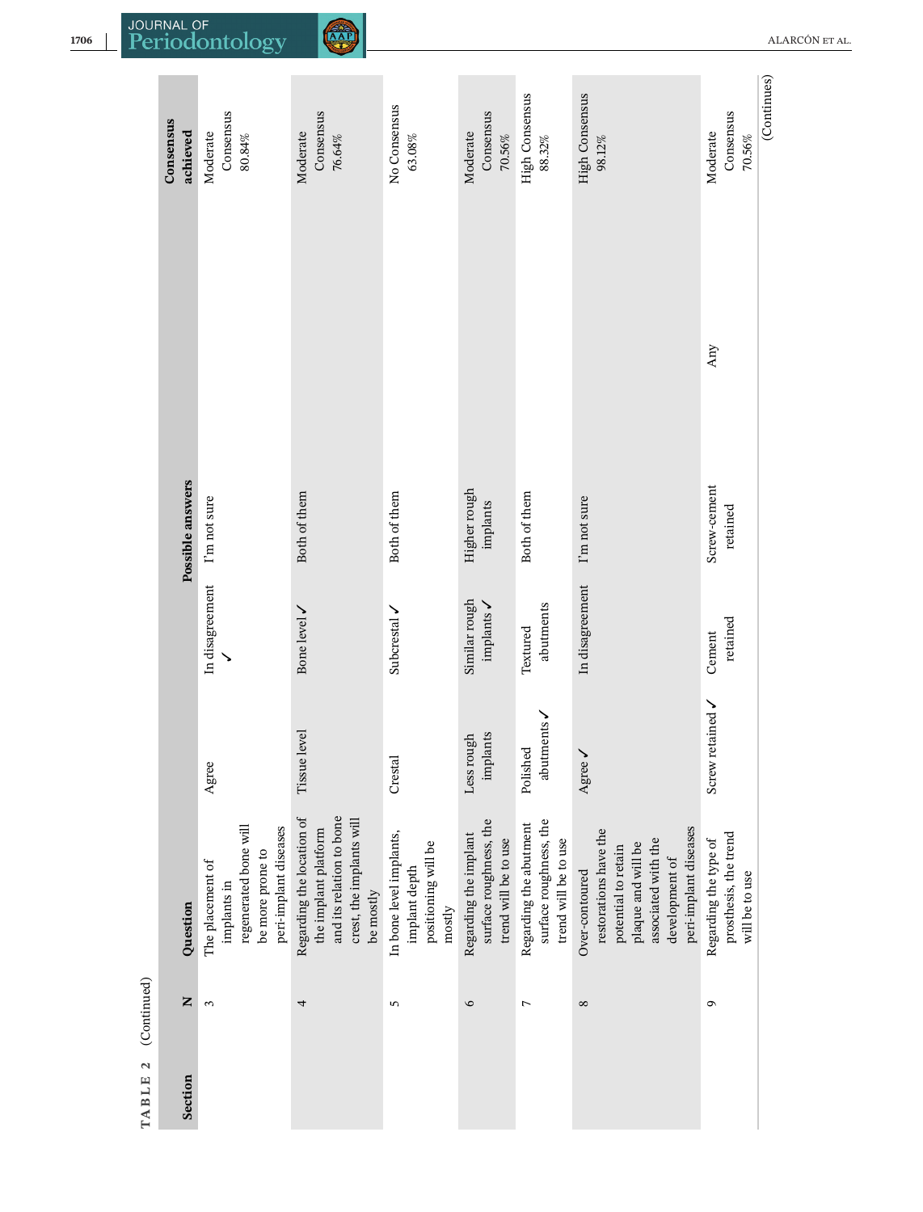**TABLE 2** (Continued)

| Section | N | Question | Possible answers | | | | Consensus achieved |
|---|---|---|---|---|---|---|---|
| | 3 | The placement of implants in regenerated bone will be more prone to peri-implant diseases | Agree | In disagreement ✓ | I'm not sure | | Moderate Consensus 80.84% |
| | 4 | Regarding the location of the implant platform and its relation to bone crest, the implants will be mostly | Tissue level | Bone level ✓ | Both of them | | Moderate Consensus 76.64% |
| | 5 | In bone level implants, implant depth positioning will be mostly | Crestal | Subcrestal ✓ | Both of them | | No Consensus 63.08% |
| | 6 | Regarding the implant surface roughness, the trend will be to use | Less rough implants | Similar rough implants ✓ | Higher rough implants | | Moderate Consensus 70.56% |
| | 7 | Regarding the abutment surface roughness, the trend will be to use | Polished abutments ✓ | Textured abutments | Both of them | | High Consensus 88.32% |
| | 8 | Over-contoured restorations have the potential to retain plaque and will be associated with the development of peri-implant diseases | Agree ✓ | In disagreement | I'm not sure | | High Consensus 98.12% |
| | 9 | Regarding the type of prosthesis, the trend will be to use | Screw retained ✓ | Cement retained | Screw-cement retained | Any | Moderate Consensus 70.56% |

(Continues)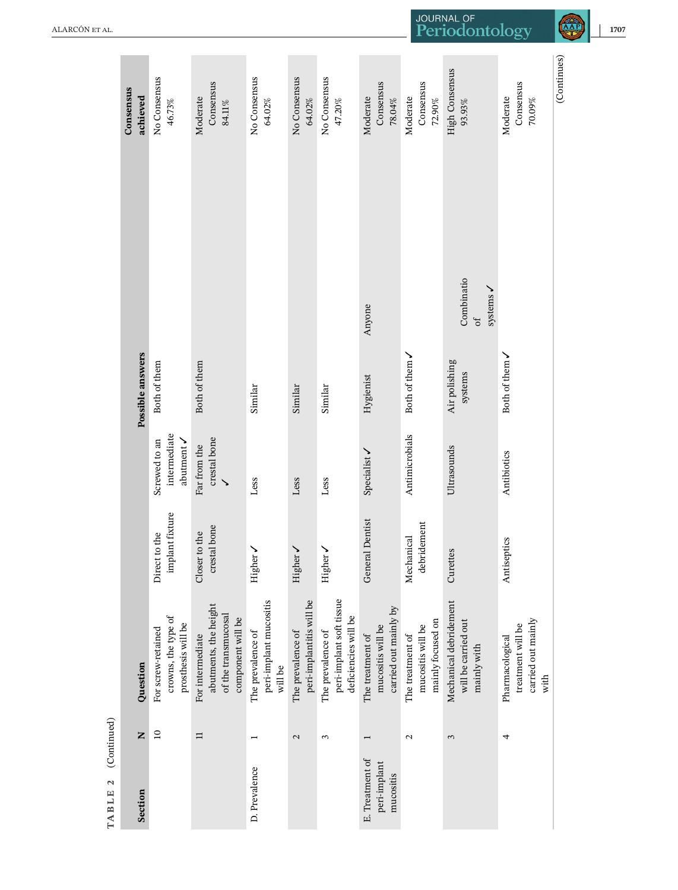**TABLE 2** (Continued)

| Section | N | Question | Possible answers | | | | Consensus achieved |
|---|---|---|---|---|---|---|---|
| | 10 | For screw-retained crowns, the type of prosthesis will be | Direct to the implant fixture | Screwed to an intermediate abutment ✓ | Both of them | | No Consensus 46.73% |
| | 11 | For intermediate abutments, the height of the transmucosal component will be | Closer to the crestal bone | Far from the crestal bone ✓ | Both of them | | Moderate Consensus 84.11% |
| D. Prevalence | 1 | The prevalence of peri-implant mucositis will be | Higher ✓ | Less | Similar | | No Consensus 64.02% |
| | 2 | The prevalence of peri-implantitis will be | Higher ✓ | Less | Similar | | No Consensus 64.02% |
| | 3 | The prevalence of peri-implant soft tissue deficiencies will be | Higher ✓ | Less | Similar | | No Consensus 47.20% |
| E. Treatment of peri-implant mucositis | 1 | The treatment of mucositis will be carried out mainly by | General Dentist | Specialist ✓ | Hygienist | Anyone | Moderate Consensus 78.04% |
| | 2 | The treatment of mucositis will be mainly focused on | Mechanical debridement | Antimicrobials | Both of them ✓ | | Moderate Consensus 72.90% |
| | 3 | Mechanical debridement will be carried out mainly with | Curettes | Ultrasounds | Air polishing systems | Combinatio of systems ✓ | High Consensus 93.93% |
| | 4 | Pharmacological treatment will be carried out mainly with | Antiseptics | Antibiotics | Both of them ✓ | | Moderate Consensus 70.09% |

(Continues)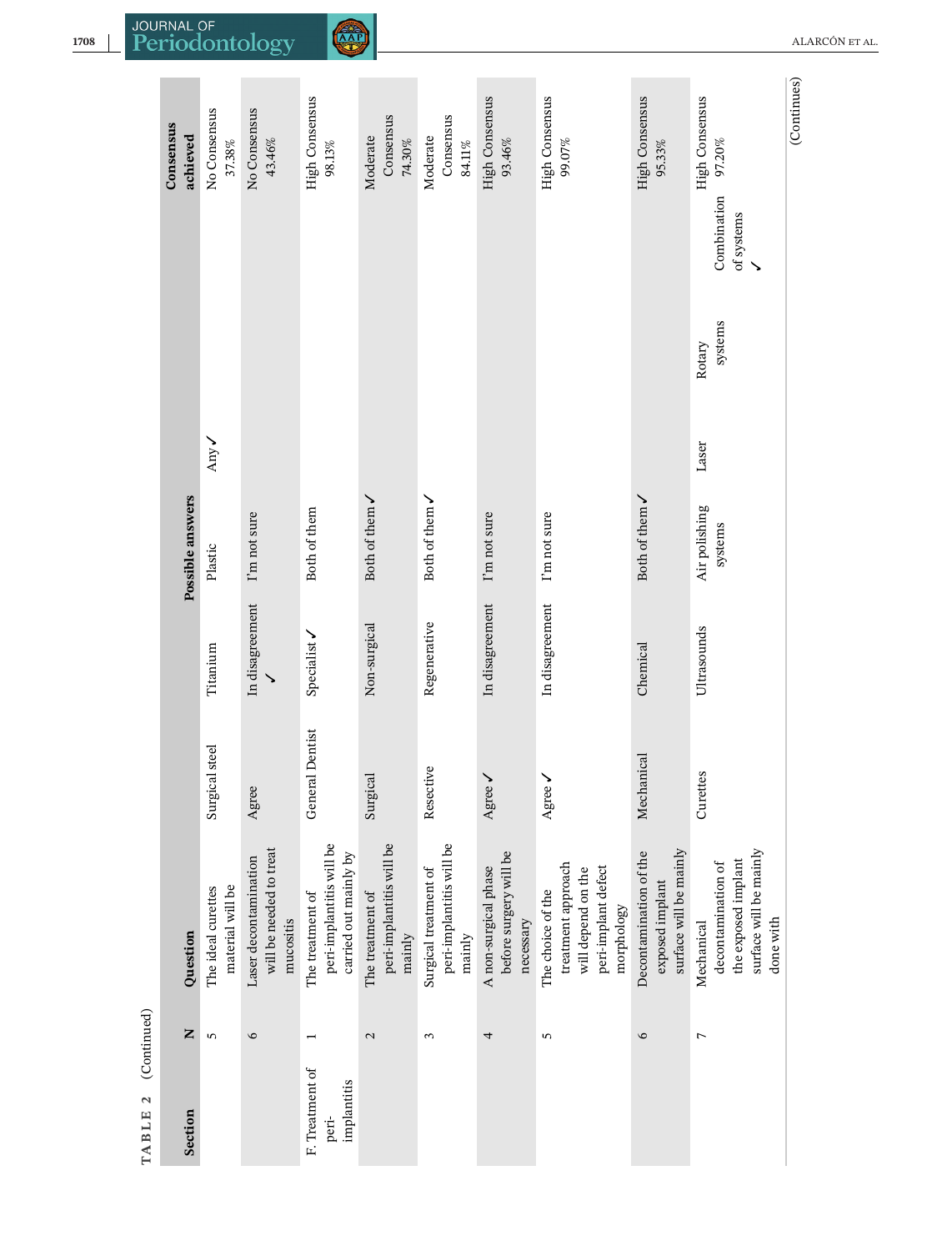TABLE 2 (Continued)

| Section | N | Question | Possible answers | | | | | | Consensus achieved |
|---|---|---|---|---|---|---|---|---|---|
| | 5 | The ideal curettes material will be | Surgical steel | Titanium | Plastic | Any ✓ | | | No Consensus 37.38% |
| | 6 | Laser decontamination will be needed to treat mucositis | Agree | In disagreement ✓ | I'm not sure | | | | No Consensus 43.46% |
| F. Treatment of peri-implantitis | 1 | The treatment of peri-implantitis will be carried out mainly by | General Dentist | Specialist ✓ | Both of them | | | | High Consensus 98.13% |
| | 2 | The treatment of peri-implantitis will be mainly | Surgical | Non-surgical | Both of them ✓ | | | | Moderate Consensus 74.30% |
| | 3 | Surgical treatment of peri-implantitis will be mainly | Resective | Regenerative | Both of them ✓ | | | | Moderate Consensus 84.11% |
| | 4 | A non-surgical phase before surgery will be necessary | Agree ✓ | In disagreement | I'm not sure | | | | High Consensus 93.46% |
| | 5 | The choice of the treatment approach will depend on the peri-implant defect morphology | Agree ✓ | In disagreement | I'm not sure | | | | High Consensus 99.07% |
| | 6 | Decontamination of the exposed implant surface will be mainly | Mechanical | Chemical | Both of them ✓ | | | | High Consensus 95.33% |
| | 7 | Mechanical decontamination of the exposed implant surface will be mainly done with | Curettes | Ultrasounds | Air polishing systems | Laser | Rotary systems | Combination of systems ✓ | High Consensus 97.20% |

(Continues)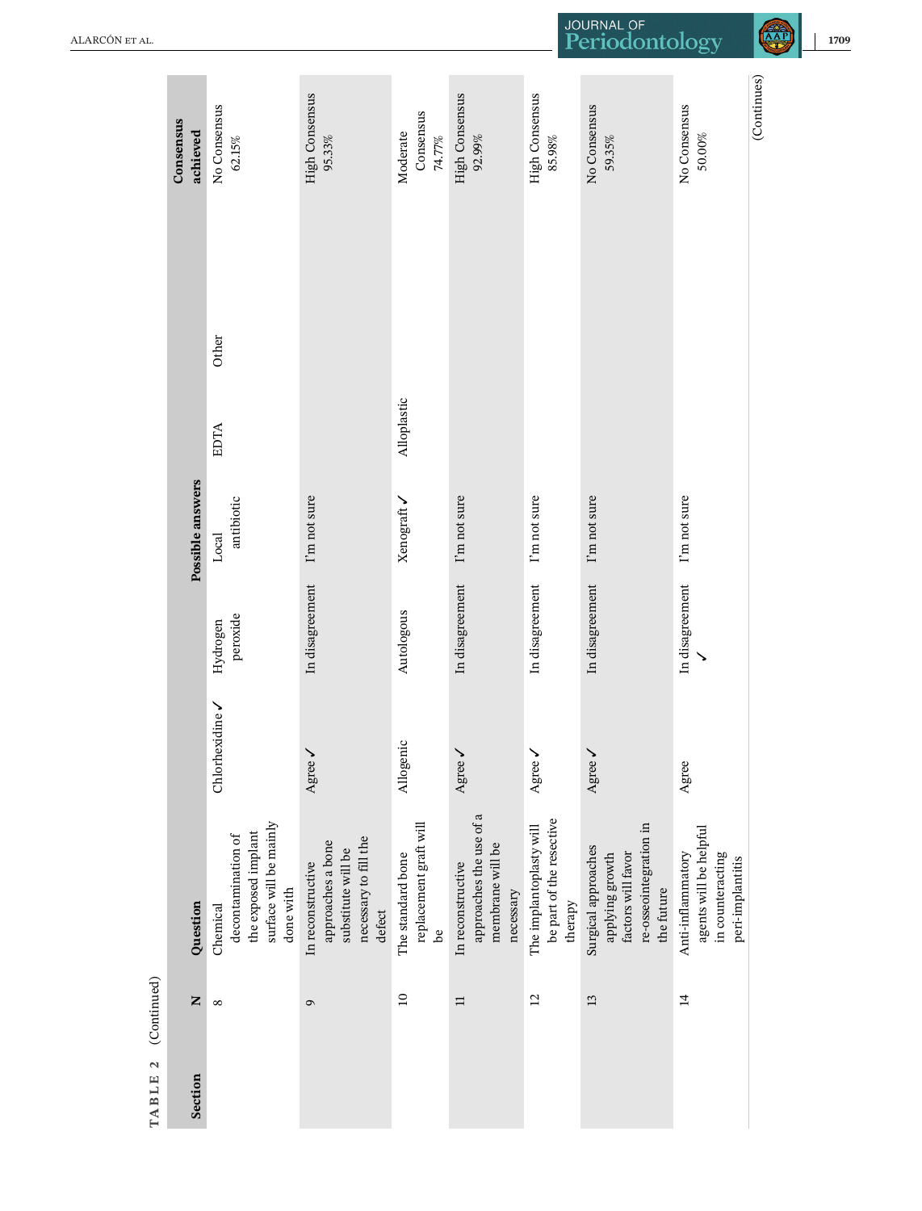**TABLE 2** (Continued)

| Section | N | Question | Possible answers | | | | | | Consensus achieved |
|---|---|---|---|---|---|---|---|---|---|
| | 8 | Chemical decontamination of the exposed implant surface will be mainly done with | Chlorhexidine ✓ | Hydrogen peroxide | Local antibiotic | EDTA | Other | | No Consensus 62.15% |
| | 9 | In reconstructive approaches a bone substitute will be necessary to fill the defect | Agree ✓ | In disagreement | I'm not sure | | | | High Consensus 95.33% |
| | 10 | The standard bone replacement graft will be | Allogenic | Autologous | Xenograft ✓ | Alloplastic | | | Moderate Consensus 74.77% |
| | 11 | In reconstructive approaches the use of a membrane will be necessary | Agree ✓ | In disagreement | I'm not sure | | | | High Consensus 92.99% |
| | 12 | The implantoplasty will be part of the resective therapy | Agree ✓ | In disagreement | I'm not sure | | | | High Consensus 85.98% |
| | 13 | Surgical approaches applying growth factors will favor re-osseointegration in the future | Agree ✓ | In disagreement | I'm not sure | | | | No Consensus 59.35% |
| | 14 | Anti-inflammatory agents will be helpful in counteracting peri-implantitis | Agree | In disagreement ✓ | I'm not sure | | | | No Consensus 50.00% |

(Continues)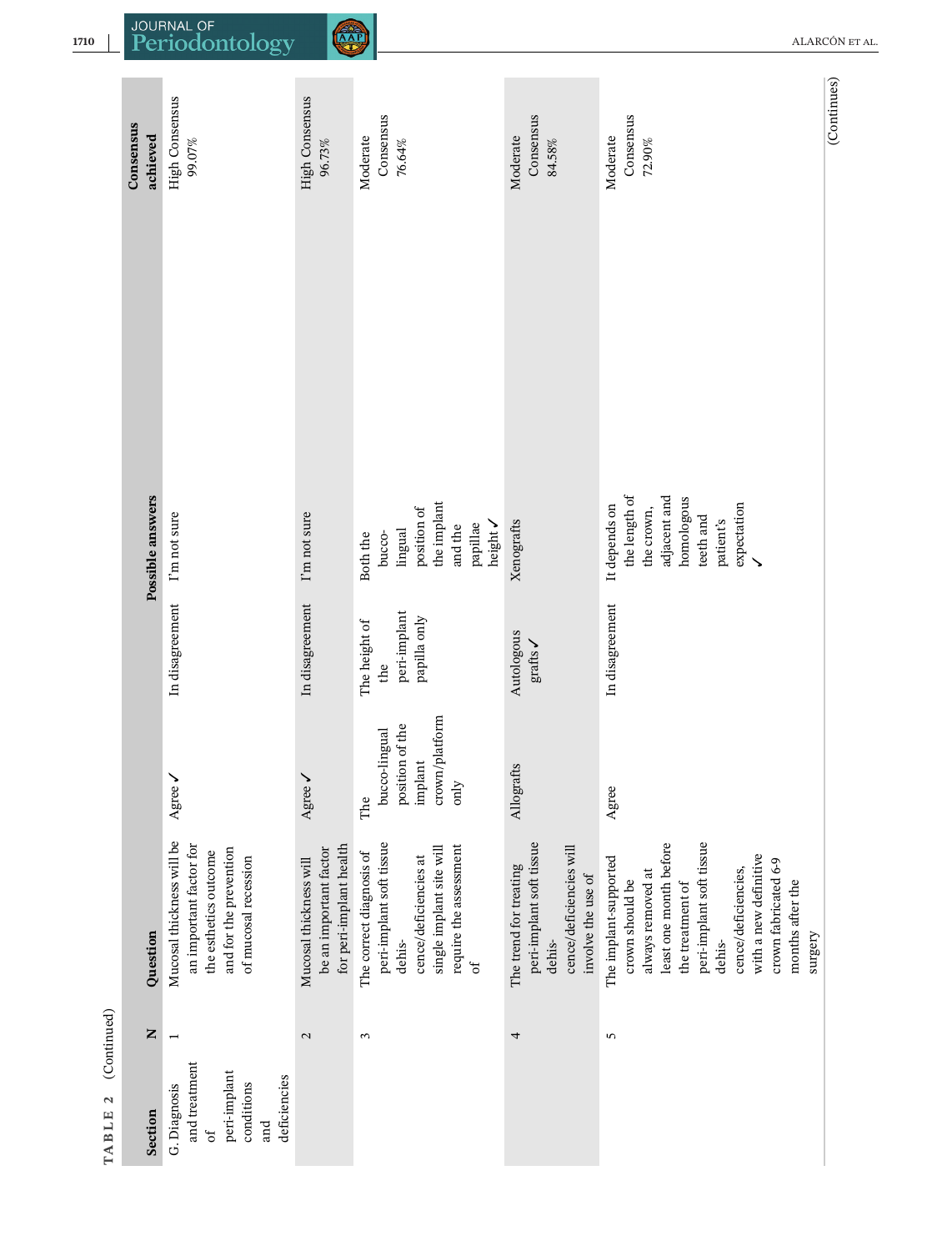**TABLE 2** (Continued)

| Section | N | Question | Possible answers | | | | Consensus achieved |
|---|---|---|---|---|---|---|---|
| G. Diagnosis and treatment of peri-implant conditions and deficiencies | 1 | Mucosal thickness will be an important factor for the esthetics outcome and for the prevention of mucosal recession | Agree ✓ | In disagreement | I'm not sure | | High Consensus 99.07% |
| | 2 | Mucosal thickness will be an important factor for peri-implant health | Agree ✓ | In disagreement | I'm not sure | | High Consensus 96.73% |
| | 3 | The correct diagnosis of peri-implant soft tissue dehiscence/deficiencies at single implant site will require the assessment of | The bucco-lingual position of the implant crown/platform only | The height of the peri-implant papilla only | Both the bucco-lingual position of the implant and the papillae height ✓ | | Moderate Consensus 76.64% |
| | 4 | The trend for treating peri-implant soft tissue dehiscence/deficiencies will involve the use of | Allografts | Autologous grafts ✓ | Xenografts | | Moderate Consensus 84.58% |
| | 5 | The implant-supported crown should be always removed at least one month before the treatment of peri-implant soft tissue dehiscence/deficiencies, with a new definitive crown fabricated 6-9 months after the surgery | Agree | In disagreement | It depends on the length of the crown, adjacent and homologous teeth and patient's expectation ✓ | | Moderate Consensus 72.90% |

(Continues)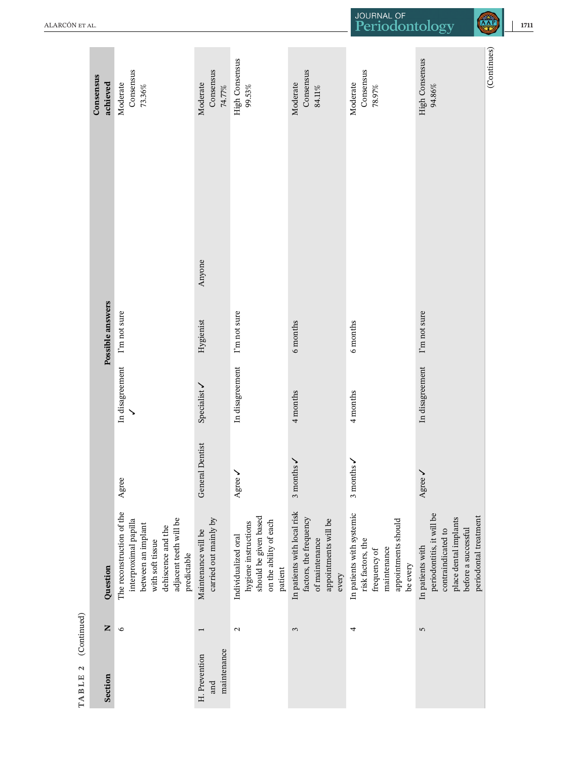TABLE 2 (Continued)

| Section | N | Question | Possible answers | | | | Consensus achieved |
|---|---|---|---|---|---|---|---|
| | 6 | The reconstruction of the interproximal papilla between an implant with soft tissue dehiscence and the adjacent teeth will be predictable | Agree | In disagreement ✓ | I'm not sure | | Moderate Consensus 73.36% |
| H. Prevention and maintenance | 1 | Maintenance will be carried out mainly by | General Dentist | Specialist ✓ | Hygienist | Anyone | Moderate Consensus 74.77% |
| | 2 | Individualized oral hygiene instructions should be given based on the ability of each patient | Agree ✓ | In disagreement | I'm not sure | | High Consensus 99.53% |
| | 3 | In patients with local risk factors, the frequency of maintenance appointments will be every | 3 months ✓ | 4 months | 6 months | | Moderate Consensus 84.11% |
| | 4 | In patients with systemic risk factors, the frequency of maintenance appointments should be every | 3 months ✓ | 4 months | 6 months | | Moderate Consensus 78.97% |
| | 5 | In patients with periodontitis, it will be contraindicated to place dental implants before a successful periodontal treatment | Agree ✓ | In disagreement | I'm not sure | | High Consensus 94.86% |

(Continues)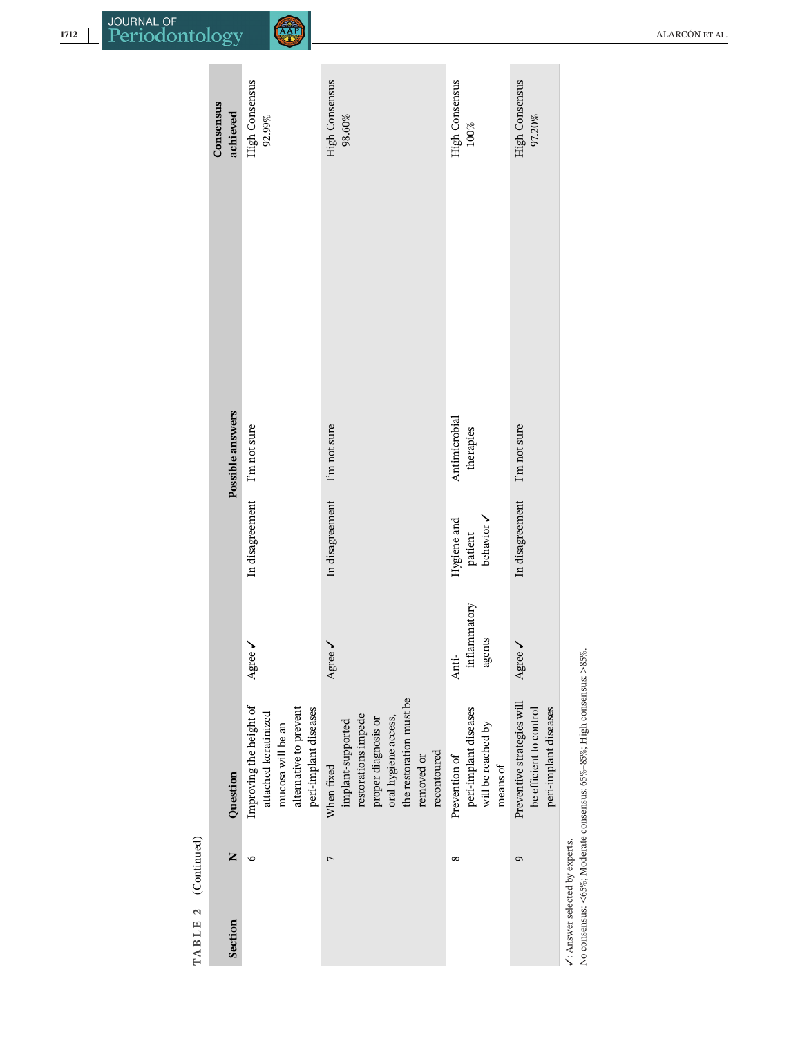**TABLE 2** (Continued)

| Section | N | Question | Possible answers | | | Consensus achieved |
|---|---|---|---|---|---|---|
| | 6 | Improving the height of attached keratinized mucosa will be an alternative to prevent peri-implant diseases | Agree ✓ | In disagreement | I'm not sure | High Consensus 92.99% |
| | 7 | When fixed implant-supported restorations impede proper diagnosis or oral hygiene access, the restoration must be removed or recontoured | Agree ✓ | In disagreement | I'm not sure | High Consensus 98.60% |
| | 8 | Prevention of peri-implant diseases will be reached by means of | Anti-inflammatory agents | Hygiene and patient behavior ✓ | Antimicrobial therapies | High Consensus 100% |
| | 9 | Preventive strategies will be efficient to control peri-implant diseases | Agree ✓ | In disagreement | I'm not sure | High Consensus 97.20% |

✓: Answer selected by experts.
No consensus: <65%; Moderate consensus: 65%–85%; High consensus: >85%.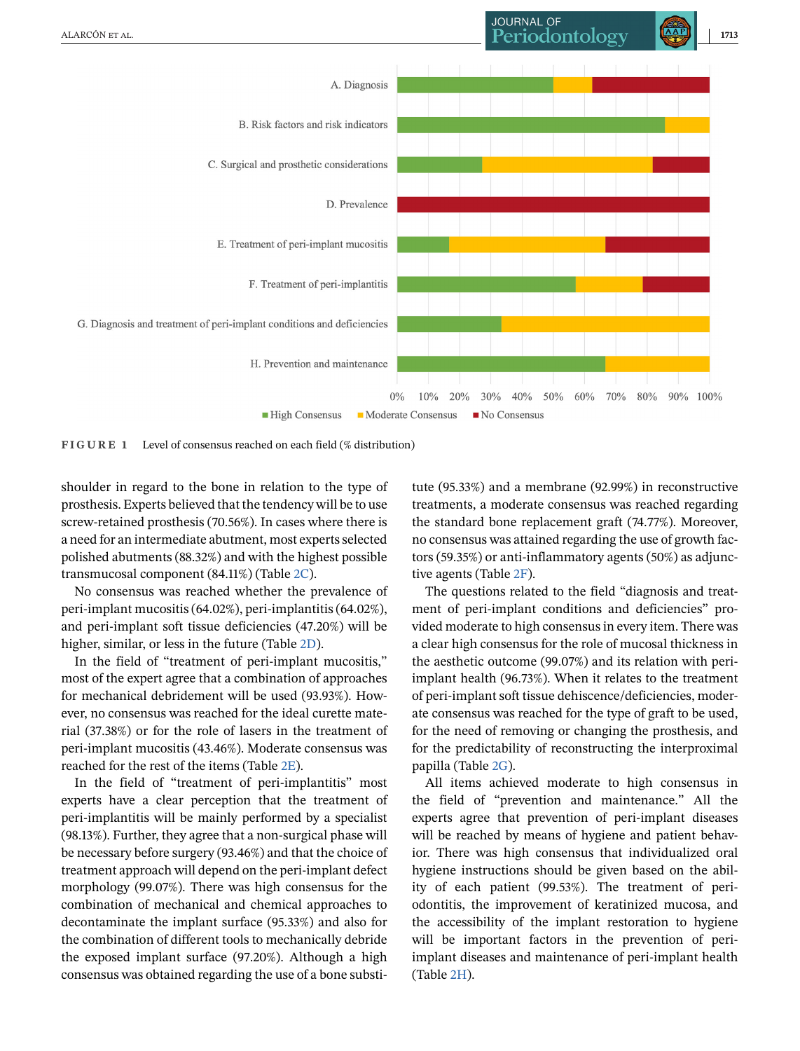**FIGURE 1** Level of consensus reached on each field (% distribution)

shoulder in regard to the bone in relation to the type of prosthesis. Experts believed that the tendency will be to use screw-retained prosthesis (70.56%). In cases where there is a need for an intermediate abutment, most experts selected polished abutments (88.32%) and with the highest possible transmucosal component (84.11%) (Table 2C).

No consensus was reached whether the prevalence of peri-implant mucositis (64.02%), peri-implantitis (64.02%), and peri-implant soft tissue deficiencies (47.20%) will be higher, similar, or less in the future (Table 2D).

In the field of "treatment of peri-implant mucositis," most of the expert agree that a combination of approaches for mechanical debridement will be used (93.93%). However, no consensus was reached for the ideal curette material (37.38%) or for the role of lasers in the treatment of peri-implant mucositis (43.46%). Moderate consensus was reached for the rest of the items (Table 2E).

In the field of "treatment of peri-implantitis" most experts have a clear perception that the treatment of peri-implantitis will be mainly performed by a specialist (98.13%). Further, they agree that a non-surgical phase will be necessary before surgery (93.46%) and that the choice of treatment approach will depend on the peri-implant defect morphology (99.07%). There was high consensus for the combination of mechanical and chemical approaches to decontaminate the implant surface (95.33%) and also for the combination of different tools to mechanically debride the exposed implant surface (97.20%). Although a high consensus was obtained regarding the use of a bone substitute (95.33%) and a membrane (92.99%) in reconstructive treatments, a moderate consensus was reached regarding the standard bone replacement graft (74.77%). Moreover, no consensus was attained regarding the use of growth factors (59.35%) or anti-inflammatory agents (50%) as adjunctive agents (Table 2F).

The questions related to the field "diagnosis and treatment of peri-implant conditions and deficiencies" provided moderate to high consensus in every item. There was a clear high consensus for the role of mucosal thickness in the aesthetic outcome (99.07%) and its relation with peri-implant health (96.73%). When it relates to the treatment of peri-implant soft tissue dehiscence/deficiencies, moderate consensus was reached for the type of graft to be used, for the need of removing or changing the prosthesis, and for the predictability of reconstructing the interproximal papilla (Table 2G).

All items achieved moderate to high consensus in the field of "prevention and maintenance." All the experts agree that prevention of peri-implant diseases will be reached by means of hygiene and patient behavior. There was high consensus that individualized oral hygiene instructions should be given based on the ability of each patient (99.53%). The treatment of periodontitis, the improvement of keratinized mucosa, and the accessibility of the implant restoration to hygiene will be important factors in the prevention of peri-implant diseases and maintenance of peri-implant health (Table 2H).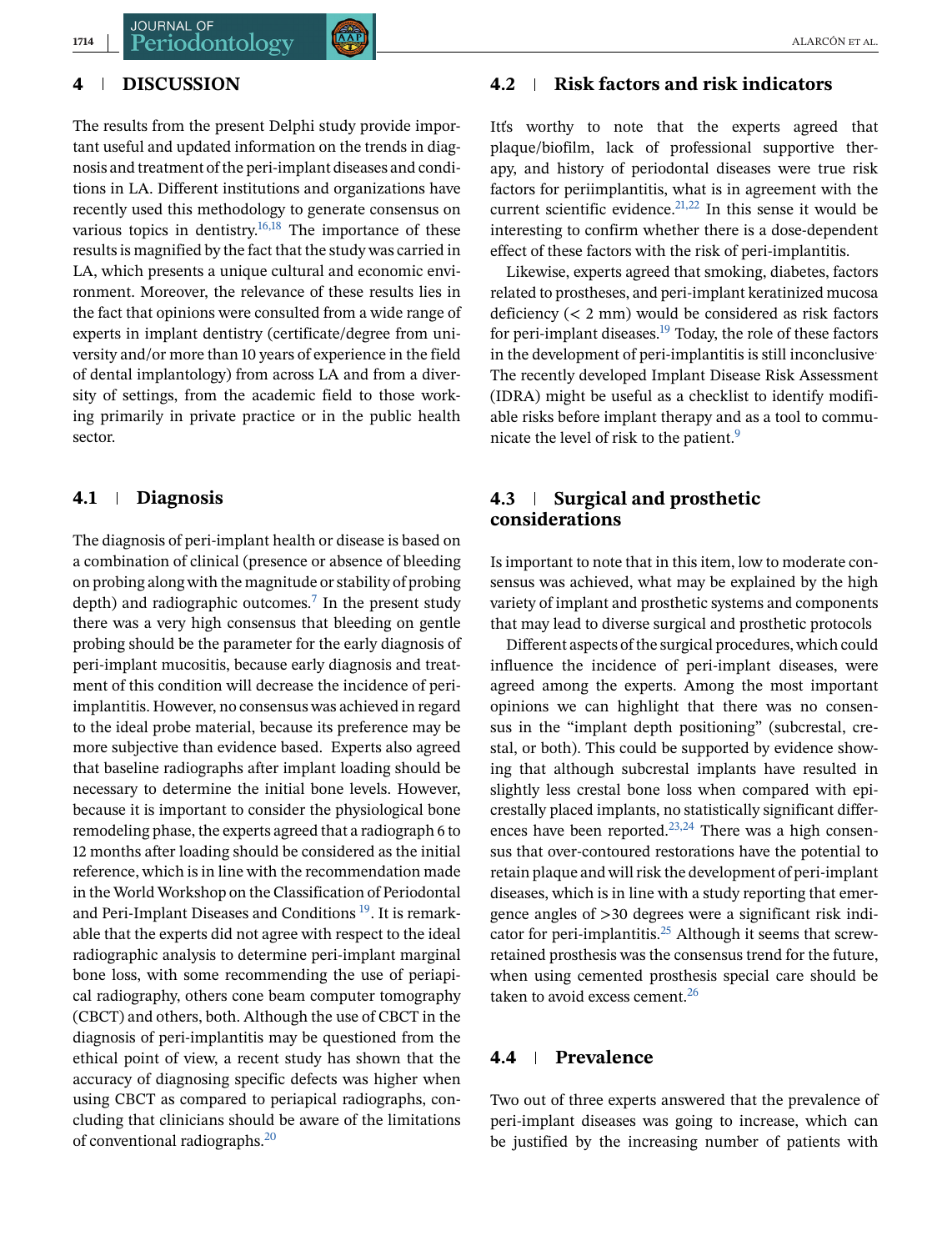## 4 | DISCUSSION

The results from the present Delphi study provide important useful and updated information on the trends in diagnosis and treatment of the peri-implant diseases and conditions in LA. Different institutions and organizations have recently used this methodology to generate consensus on various topics in dentistry.[16,18] The importance of these results is magnified by the fact that the study was carried in LA, which presents a unique cultural and economic environment. Moreover, the relevance of these results lies in the fact that opinions were consulted from a wide range of experts in implant dentistry (certificate/degree from university and/or more than 10 years of experience in the field of dental implantology) from across LA and from a diversity of settings, from the academic field to those working primarily in private practice or in the public health sector.

### 4.1 | Diagnosis

The diagnosis of peri-implant health or disease is based on a combination of clinical (presence or absence of bleeding on probing along with the magnitude or stability of probing depth) and radiographic outcomes.[7] In the present study there was a very high consensus that bleeding on gentle probing should be the parameter for the early diagnosis of peri-implant mucositis, because early diagnosis and treatment of this condition will decrease the incidence of peri-implantitis. However, no consensus was achieved in regard to the ideal probe material, because its preference may be more subjective than evidence based. Experts also agreed that baseline radiographs after implant loading should be necessary to determine the initial bone levels. However, because it is important to consider the physiological bone remodeling phase, the experts agreed that a radiograph 6 to 12 months after loading should be considered as the initial reference, which is in line with the recommendation made in the World Workshop on the Classification of Periodontal and Peri-Implant Diseases and Conditions [19]. It is remarkable that the experts did not agree with respect to the ideal radiographic analysis to determine peri-implant marginal bone loss, with some recommending the use of periapical radiography, others cone beam computer tomography (CBCT) and others, both. Although the use of CBCT in the diagnosis of peri-implantitis may be questioned from the ethical point of view, a recent study has shown that the accuracy of diagnosing specific defects was higher when using CBCT as compared to periapical radiographs, concluding that clinicians should be aware of the limitations of conventional radiographs.[20]

### 4.2 | Risk factors and risk indicators

Itťs worthy to note that the experts agreed that plaque/biofilm, lack of professional supportive therapy, and history of periodontal diseases were true risk factors for periimplantitis, what is in agreement with the current scientific evidence.[21,22] In this sense it would be interesting to confirm whether there is a dose-dependent effect of these factors with the risk of peri-implantitis.

Likewise, experts agreed that smoking, diabetes, factors related to prostheses, and peri-implant keratinized mucosa deficiency (< 2 mm) would be considered as risk factors for peri-implant diseases.[19] Today, the role of these factors in the development of peri-implantitis is still inconclusive. The recently developed Implant Disease Risk Assessment (IDRA) might be useful as a checklist to identify modifiable risks before implant therapy and as a tool to communicate the level of risk to the patient.[9]

### 4.3 | Surgical and prosthetic considerations

Is important to note that in this item, low to moderate consensus was achieved, what may be explained by the high variety of implant and prosthetic systems and components that may lead to diverse surgical and prosthetic protocols

Different aspects of the surgical procedures, which could influence the incidence of peri-implant diseases, were agreed among the experts. Among the most important opinions we can highlight that there was no consensus in the "implant depth positioning" (subcrestal, crestal, or both). This could be supported by evidence showing that although subcrestal implants have resulted in slightly less crestal bone loss when compared with epicrestally placed implants, no statistically significant differences have been reported.[23,24] There was a high consensus that over-contoured restorations have the potential to retain plaque and will risk the development of peri-implant diseases, which is in line with a study reporting that emergence angles of >30 degrees were a significant risk indicator for peri-implantitis.[25] Although it seems that screw-retained prosthesis was the consensus trend for the future, when using cemented prosthesis special care should be taken to avoid excess cement.[26]

### 4.4 | Prevalence

Two out of three experts answered that the prevalence of peri-implant diseases was going to increase, which can be justified by the increasing number of patients with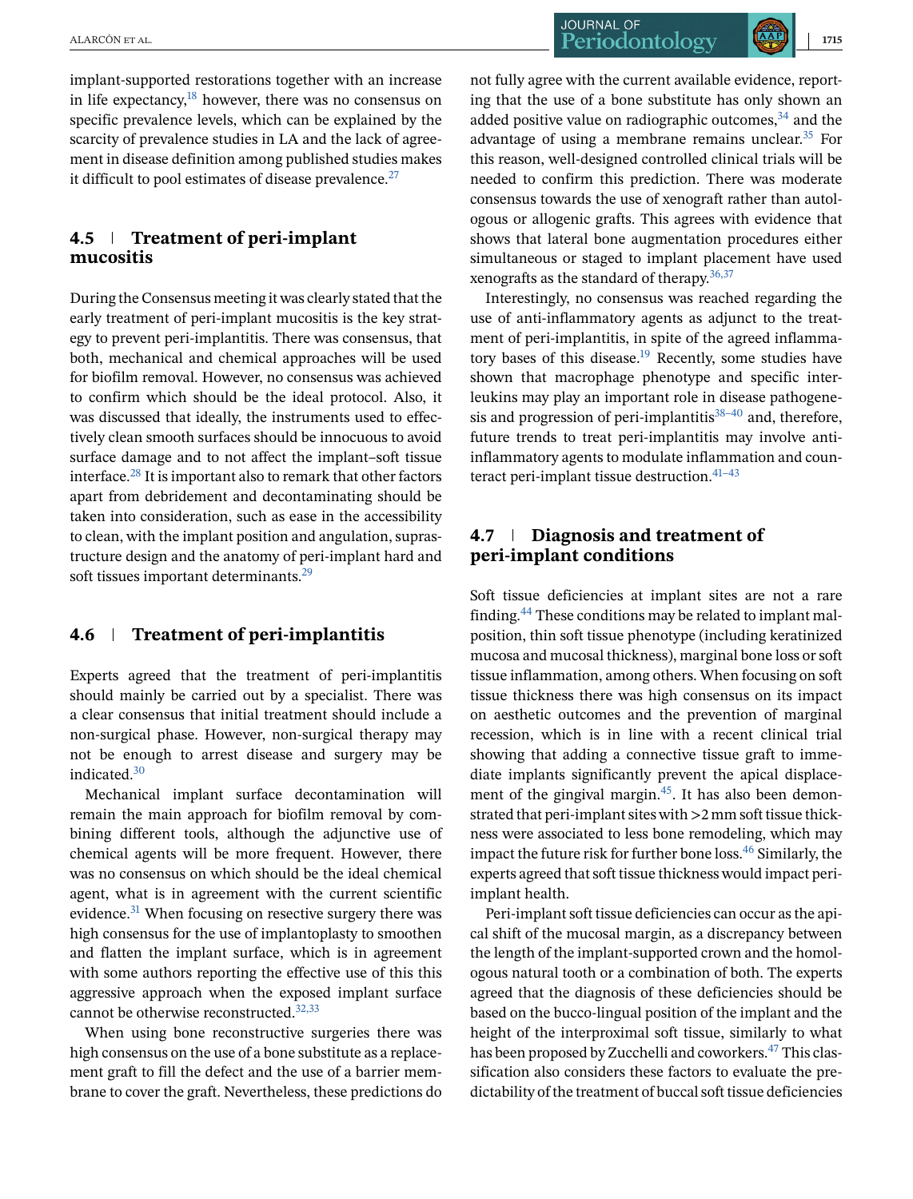implant-supported restorations together with an increase in life expectancy,[18] however, there was no consensus on specific prevalence levels, which can be explained by the scarcity of prevalence studies in LA and the lack of agreement in disease definition among published studies makes it difficult to pool estimates of disease prevalence.[27]

### 4.5 | Treatment of peri-implant mucositis

During the Consensus meeting it was clearly stated that the early treatment of peri-implant mucositis is the key strategy to prevent peri-implantitis. There was consensus, that both, mechanical and chemical approaches will be used for biofilm removal. However, no consensus was achieved to confirm which should be the ideal protocol. Also, it was discussed that ideally, the instruments used to effectively clean smooth surfaces should be innocuous to avoid surface damage and to not affect the implant–soft tissue interface.[28] It is important also to remark that other factors apart from debridement and decontaminating should be taken into consideration, such as ease in the accessibility to clean, with the implant position and angulation, suprastructure design and the anatomy of peri-implant hard and soft tissues important determinants.[29]

### 4.6 | Treatment of peri-implantitis

Experts agreed that the treatment of peri-implantitis should mainly be carried out by a specialist. There was a clear consensus that initial treatment should include a non-surgical phase. However, non-surgical therapy may not be enough to arrest disease and surgery may be indicated.[30]

Mechanical implant surface decontamination will remain the main approach for biofilm removal by combining different tools, although the adjunctive use of chemical agents will be more frequent. However, there was no consensus on which should be the ideal chemical agent, what is in agreement with the current scientific evidence.[31] When focusing on resective surgery there was high consensus for the use of implantoplasty to smoothen and flatten the implant surface, which is in agreement with some authors reporting the effective use of this this aggressive approach when the exposed implant surface cannot be otherwise reconstructed.[32,33]

When using bone reconstructive surgeries there was high consensus on the use of a bone substitute as a replacement graft to fill the defect and the use of a barrier membrane to cover the graft. Nevertheless, these predictions do not fully agree with the current available evidence, reporting that the use of a bone substitute has only shown an added positive value on radiographic outcomes,[34] and the advantage of using a membrane remains unclear.[35] For this reason, well-designed controlled clinical trials will be needed to confirm this prediction. There was moderate consensus towards the use of xenograft rather than autologous or allogenic grafts. This agrees with evidence that shows that lateral bone augmentation procedures either simultaneous or staged to implant placement have used xenografts as the standard of therapy.[36,37]

Interestingly, no consensus was reached regarding the use of anti-inflammatory agents as adjunct to the treatment of peri-implantitis, in spite of the agreed inflammatory bases of this disease.[19] Recently, some studies have shown that macrophage phenotype and specific interleukins may play an important role in disease pathogenesis and progression of peri-implantitis[38–40] and, therefore, future trends to treat peri-implantitis may involve anti-inflammatory agents to modulate inflammation and counteract peri-implant tissue destruction.[41–43]

### 4.7 | Diagnosis and treatment of peri-implant conditions

Soft tissue deficiencies at implant sites are not a rare finding.[44] These conditions may be related to implant malposition, thin soft tissue phenotype (including keratinized mucosa and mucosal thickness), marginal bone loss or soft tissue inflammation, among others. When focusing on soft tissue thickness there was high consensus on its impact on aesthetic outcomes and the prevention of marginal recession, which is in line with a recent clinical trial showing that adding a connective tissue graft to immediate implants significantly prevent the apical displacement of the gingival margin.[45]. It has also been demonstrated that peri-implant sites with >2 mm soft tissue thickness were associated to less bone remodeling, which may impact the future risk for further bone loss.[46] Similarly, the experts agreed that soft tissue thickness would impact peri-implant health.

Peri-implant soft tissue deficiencies can occur as the apical shift of the mucosal margin, as a discrepancy between the length of the implant-supported crown and the homologous natural tooth or a combination of both. The experts agreed that the diagnosis of these deficiencies should be based on the bucco-lingual position of the implant and the height of the interproximal soft tissue, similarly to what has been proposed by Zucchelli and coworkers.[47] This classification also considers these factors to evaluate the predictability of the treatment of buccal soft tissue deficiencies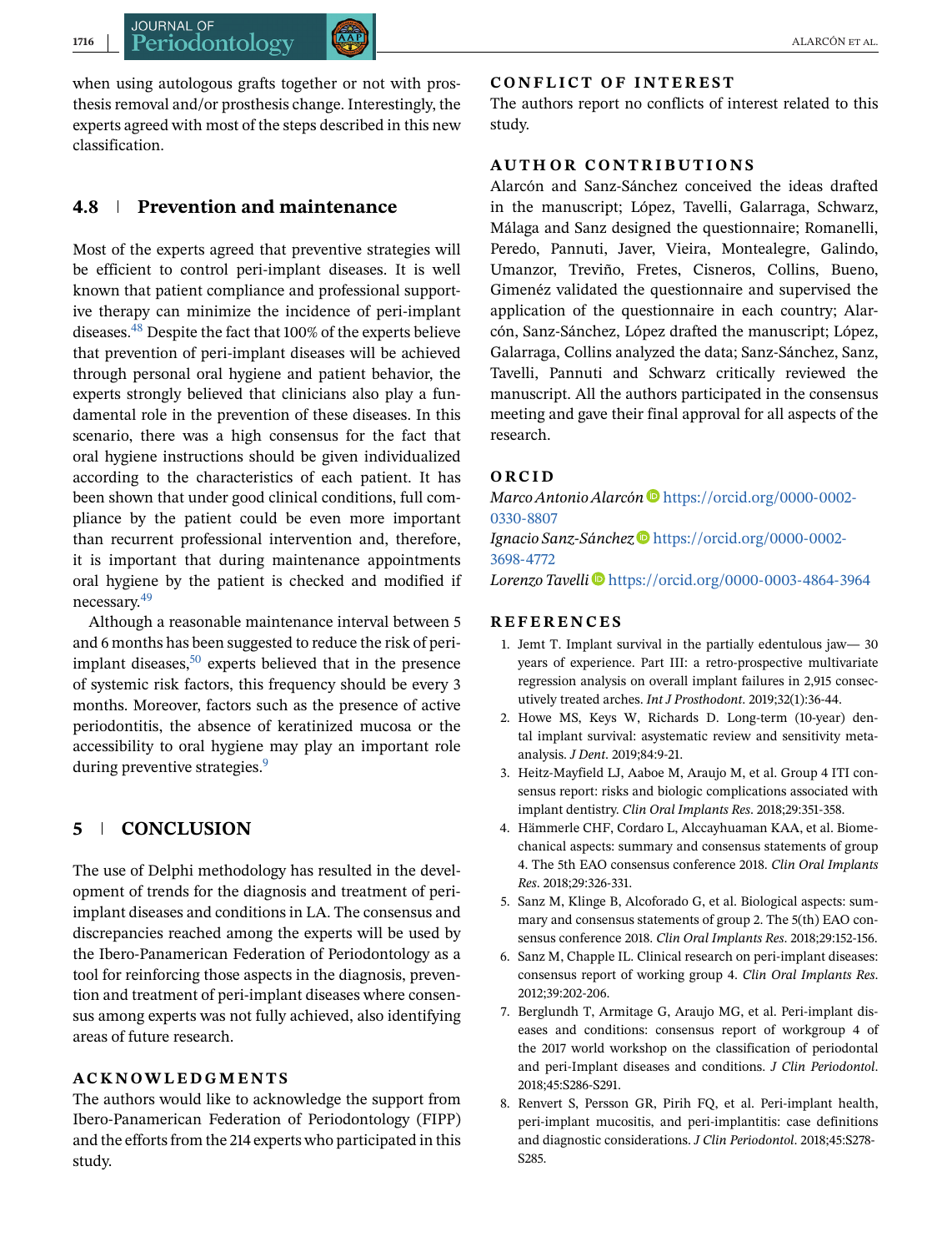when using autologous grafts together or not with prosthesis removal and/or prosthesis change. Interestingly, the experts agreed with most of the steps described in this new classification.

### 4.8 | Prevention and maintenance

Most of the experts agreed that preventive strategies will be efficient to control peri-implant diseases. It is well known that patient compliance and professional supportive therapy can minimize the incidence of peri-implant diseases.[48] Despite the fact that 100% of the experts believe that prevention of peri-implant diseases will be achieved through personal oral hygiene and patient behavior, the experts strongly believed that clinicians also play a fundamental role in the prevention of these diseases. In this scenario, there was a high consensus for the fact that oral hygiene instructions should be given individualized according to the characteristics of each patient. It has been shown that under good clinical conditions, full compliance by the patient could be even more important than recurrent professional intervention and, therefore, it is important that during maintenance appointments oral hygiene by the patient is checked and modified if necessary.[49]

Although a reasonable maintenance interval between 5 and 6 months has been suggested to reduce the risk of peri-implant diseases,[50] experts believed that in the presence of systemic risk factors, this frequency should be every 3 months. Moreover, factors such as the presence of active periodontitis, the absence of keratinized mucosa or the accessibility to oral hygiene may play an important role during preventive strategies.[9]

## 5 | CONCLUSION

The use of Delphi methodology has resulted in the development of trends for the diagnosis and treatment of peri-implant diseases and conditions in LA. The consensus and discrepancies reached among the experts will be used by the Ibero-Panamerican Federation of Periodontology as a tool for reinforcing those aspects in the diagnosis, prevention and treatment of peri-implant diseases where consensus among experts was not fully achieved, also identifying areas of future research.

## ACKNOWLEDGMENTS

The authors would like to acknowledge the support from Ibero-Panamerican Federation of Periodontology (FIPP) and the efforts from the 214 experts who participated in this study.

## CONFLICT OF INTEREST

The authors report no conflicts of interest related to this study.

## AUTHOR CONTRIBUTIONS

Alarcón and Sanz-Sánchez conceived the ideas drafted in the manuscript; López, Tavelli, Galarraga, Schwarz, Málaga and Sanz designed the questionnaire; Romanelli, Peredo, Pannuti, Javer, Vieira, Montealegre, Galindo, Umanzor, Treviño, Fretes, Cisneros, Collins, Bueno, Gimenéz validated the questionnaire and supervised the application of the questionnaire in each country; Alarcón, Sanz-Sánchez, López drafted the manuscript; López, Galarraga, Collins analyzed the data; Sanz-Sánchez, Sanz, Tavelli, Pannuti and Schwarz critically reviewed the manuscript. All the authors participated in the consensus meeting and gave their final approval for all aspects of the research.

## ORCID

*Marco Antonio Alarcón* https://orcid.org/0000-0002-0330-8807
*Ignacio Sanz-Sánchez* https://orcid.org/0000-0002-3698-4772
*Lorenzo Tavelli* https://orcid.org/0000-0003-4864-3964

## REFERENCES

1. Jemt T. Implant survival in the partially edentulous jaw— 30 years of experience. Part III: a retro-prospective multivariate regression analysis on overall implant failures in 2,915 consecutively treated arches. *Int J Prosthodont*. 2019;32(1):36-44.
2. Howe MS, Keys W, Richards D. Long-term (10-year) dental implant survival: asystematic review and sensitivity meta-analysis. *J Dent*. 2019;84:9-21.
3. Heitz-Mayfield LJ, Aaboe M, Araujo M, et al. Group 4 ITI consensus report: risks and biologic complications associated with implant dentistry. *Clin Oral Implants Res*. 2018;29:351-358.
4. Hämmerle CHF, Cordaro L, Alccayhuaman KAA, et al. Biomechanical aspects: summary and consensus statements of group 4. The 5th EAO consensus conference 2018. *Clin Oral Implants Res*. 2018;29:326-331.
5. Sanz M, Klinge B, Alcoforado G, et al. Biological aspects: summary and consensus statements of group 2. The 5(th) EAO consensus conference 2018. *Clin Oral Implants Res*. 2018;29:152-156.
6. Sanz M, Chapple IL. Clinical research on peri-implant diseases: consensus report of working group 4. *Clin Oral Implants Res*. 2012;39:202-206.
7. Berglundh T, Armitage G, Araujo MG, et al. Peri-implant diseases and conditions: consensus report of workgroup 4 of the 2017 world workshop on the classification of periodontal and peri-Implant diseases and conditions. *J Clin Periodontol*. 2018;45:S286-S291.
8. Renvert S, Persson GR, Pirih FQ, et al. Peri-implant health, peri-implant mucositis, and peri-implantitis: case definitions and diagnostic considerations. *J Clin Periodontol*. 2018;45:S278-S285.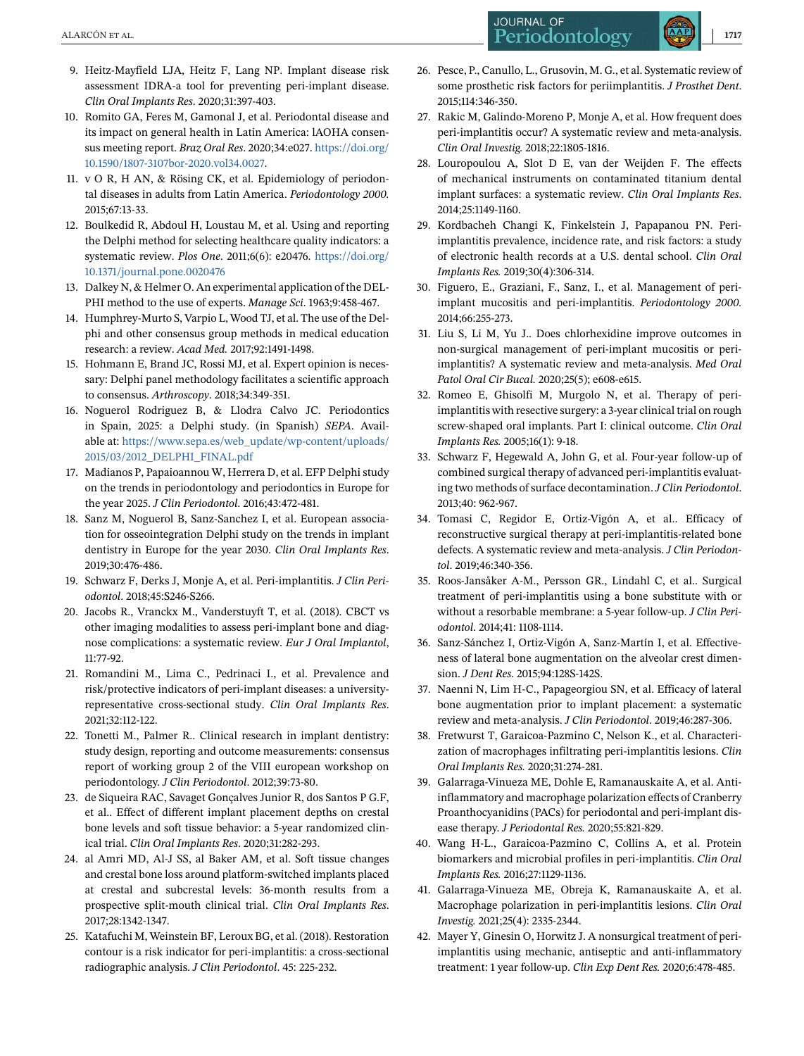9. Heitz-Mayfield LJA, Heitz F, Lang NP. Implant disease risk assessment IDRA-a tool for preventing peri-implant disease. *Clin Oral Implants Res*. 2020;31:397-403.
10. Romito GA, Feres M, Gamonal J, et al. Periodontal disease and its impact on general health in Latin America: IAOHA consensus meeting report. *Braz Oral Res*. 2020;34:e027. https://doi.org/10.1590/1807-3107bor-2020.vol34.0027.
11. v O R, H AN, & Rösing CK, et al. Epidemiology of periodontal diseases in adults from Latin America. *Periodontology 2000*. 2015;67:13-33.
12. Boulkedid R, Abdoul H, Loustau M, et al. Using and reporting the Delphi method for selecting healthcare quality indicators: a systematic review. *Plos One*. 2011;6(6): e20476. https://doi.org/10.1371/journal.pone.0020476
13. Dalkey N, & Helmer O. An experimental application of the DELPHI method to the use of experts. *Manage Sci*. 1963;9:458-467.
14. Humphrey-Murto S, Varpio L, Wood TJ, et al. The use of the Delphi and other consensus group methods in medical education research: a review. *Acad Med*. 2017;92:1491-1498.
15. Hohmann E, Brand JC, Rossi MJ, et al. Expert opinion is necessary: Delphi panel methodology facilitates a scientific approach to consensus. *Arthroscopy*. 2018;34:349-351.
16. Noguerol Rodriguez B, & Llodra Calvo JC. Periodontics in Spain, 2025: a Delphi study. (in Spanish) *SEPA*. Available at: https://www.sepa.es/web_update/wp-content/uploads/2015/03/2012_DELPHI_FINAL.pdf
17. Madianos P, Papaioannou W, Herrera D, et al. EFP Delphi study on the trends in periodontology and periodontics in Europe for the year 2025. *J Clin Periodontol*. 2016;43:472-481.
18. Sanz M, Noguerol B, Sanz-Sanchez I, et al. European association for osseointegration Delphi study on the trends in implant dentistry in Europe for the year 2030. *Clin Oral Implants Res*. 2019;30:476-486.
19. Schwarz F, Derks J, Monje A, et al. Peri-implantitis. *J Clin Periodontol*. 2018;45:S246-S266.
20. Jacobs R., Vranckx M., Vanderstuyft T, et al. (2018). CBCT vs other imaging modalities to assess peri-implant bone and diagnose complications: a systematic review. *Eur J Oral Implantol*, 11:77-92.
21. Romandini M., Lima C., Pedrinaci I., et al. Prevalence and risk/protective indicators of peri-implant diseases: a university-representative cross-sectional study. *Clin Oral Implants Res*. 2021;32:112-122.
22. Tonetti M., Palmer R.. Clinical research in implant dentistry: study design, reporting and outcome measurements: consensus report of working group 2 of the VIII european workshop on periodontology. *J Clin Periodontol*. 2012;39:73-80.
23. de Siqueira RAC, Savaget Gonçalves Junior R, dos Santos P G.F, et al.. Effect of different implant placement depths on crestal bone levels and soft tissue behavior: a 5-year randomized clinical trial. *Clin Oral Implants Res*. 2020;31:282-293.
24. al Amri MD, Al-J SS, al Baker AM, et al. Soft tissue changes and crestal bone loss around platform-switched implants placed at crestal and subcrestal levels: 36-month results from a prospective split-mouth clinical trial. *Clin Oral Implants Res*. 2017;28:1342-1347.
25. Katafuchi M, Weinstein BF, Leroux BG, et al. (2018). Restoration contour is a risk indicator for peri-implantitis: a cross-sectional radiographic analysis. *J Clin Periodontol*. 45: 225-232.
26. Pesce, P., Canullo, L., Grusovin, M. G., et al. Systematic review of some prosthetic risk factors for periimplantitis. *J Prosthet Dent*. 2015;114:346-350.
27. Rakic M, Galindo-Moreno P, Monje A, et al. How frequent does peri-implantitis occur? A systematic review and meta-analysis. *Clin Oral Investig.* 2018;22:1805-1816.
28. Louropoulou A, Slot D E, van der Weijden F. The effects of mechanical instruments on contaminated titanium dental implant surfaces: a systematic review. *Clin Oral Implants Res*. 2014;25:1149-1160.
29. Kordbacheh Changi K, Finkelstein J, Papapanou PN. Peri-implantitis prevalence, incidence rate, and risk factors: a study of electronic health records at a U.S. dental school. *Clin Oral Implants Res.* 2019;30(4):306-314.
30. Figuero, E., Graziani, F., Sanz, I., et al. Management of peri-implant mucositis and peri-implantitis. *Periodontology 2000.* 2014;66:255-273.
31. Liu S, Li M, Yu J.. Does chlorhexidine improve outcomes in non-surgical management of peri-implant mucositis or peri-implantitis? A systematic review and meta-analysis. *Med Oral Patol Oral Cir Bucal.* 2020;25(5); e608-e615.
32. Romeo E, Ghisolfi M, Murgolo N, et al. Therapy of peri-implantitis with resective surgery: a 3-year clinical trial on rough screw-shaped oral implants. Part I: clinical outcome. *Clin Oral Implants Res.* 2005;16(1): 9-18.
33. Schwarz F, Hegewald A, John G, et al. Four-year follow-up of combined surgical therapy of advanced peri-implantitis evaluating two methods of surface decontamination. *J Clin Periodontol*. 2013;40: 962-967.
34. Tomasi C, Regidor E, Ortiz-Vigón A, et al.. Efficacy of reconstructive surgical therapy at peri-implantitis-related bone defects. A systematic review and meta-analysis. *J Clin Periodontol*. 2019;46:340-356.
35. Roos-Jansåker A-M., Persson GR., Lindahl C, et al.. Surgical treatment of peri-implantitis using a bone substitute with or without a resorbable membrane: a 5-year follow-up. *J Clin Periodontol.* 2014;41: 1108-1114.
36. Sanz-Sánchez I, Ortiz-Vigón A, Sanz-Martín I, et al. Effectiveness of lateral bone augmentation on the alveolar crest dimension. *J Dent Res*. 2015;94:128S-142S.
37. Naenni N, Lim H-C., Papageorgiou SN, et al. Efficacy of lateral bone augmentation prior to implant placement: a systematic review and meta-analysis. *J Clin Periodontol*. 2019;46:287-306.
38. Fretwurst T, Garaicoa-Pazmino C, Nelson K., et al. Characterization of macrophages infiltrating peri-implantitis lesions. *Clin Oral Implants Res.* 2020;31:274-281.
39. Galarraga-Vinueza ME, Dohle E, Ramanauskaite A, et al. Anti-inflammatory and macrophage polarization effects of Cranberry Proanthocyanidins (PACs) for periodontal and peri-implant disease therapy. *J Periodontal Res.* 2020;55:821-829.
40. Wang H-L., Garaicoa-Pazmino C, Collins A, et al. Protein biomarkers and microbial profiles in peri-implantitis. *Clin Oral Implants Res.* 2016;27:1129-1136.
41. Galarraga-Vinueza ME, Obreja K, Ramanauskaite A, et al. Macrophage polarization in peri-implantitis lesions. *Clin Oral Investig.* 2021;25(4): 2335-2344.
42. Mayer Y, Ginesin O, Horwitz J. A nonsurgical treatment of peri-implantitis using mechanic, antiseptic and anti-inflammatory treatment: 1 year follow-up. *Clin Exp Dent Res.* 2020;6:478-485.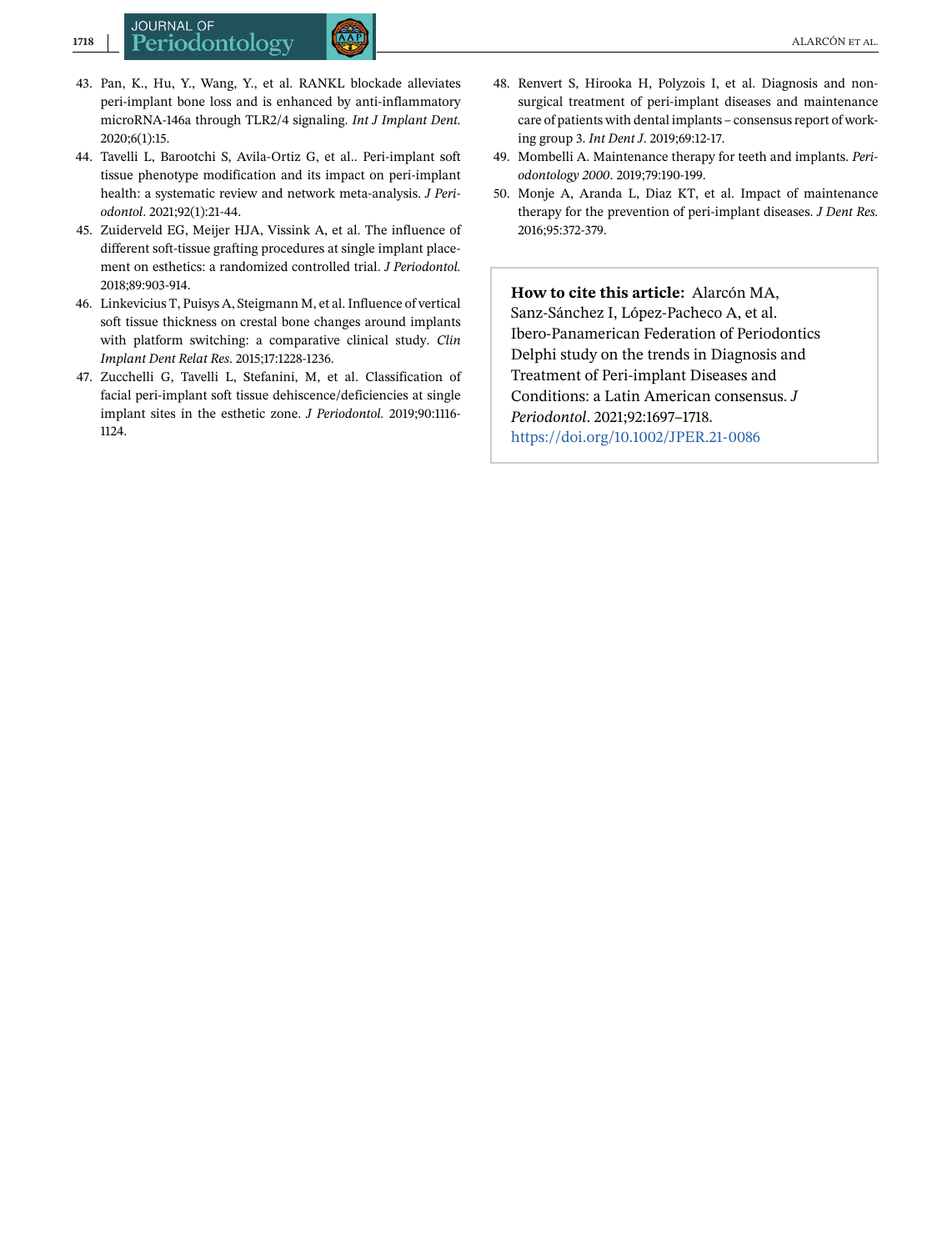43. Pan, K., Hu, Y., Wang, Y., et al. RANKL blockade alleviates peri-implant bone loss and is enhanced by anti-inflammatory microRNA-146a through TLR2/4 signaling. *Int J Implant Dent.* 2020;6(1):15.
44. Tavelli L, Barootchi S, Avila-Ortiz G, et al.. Peri-implant soft tissue phenotype modification and its impact on peri-implant health: a systematic review and network meta-analysis. *J Periodontol*. 2021;92(1):21-44.
45. Zuiderveld EG, Meijer HJA, Vissink A, et al. The influence of different soft-tissue grafting procedures at single implant placement on esthetics: a randomized controlled trial. *J Periodontol.* 2018;89:903-914.
46. Linkevicius T, Puisys A, Steigmann M, et al. Influence of vertical soft tissue thickness on crestal bone changes around implants with platform switching: a comparative clinical study. *Clin Implant Dent Relat Res*. 2015;17:1228-1236.
47. Zucchelli G, Tavelli L, Stefanini, M, et al. Classification of facial peri-implant soft tissue dehiscence/deficiencies at single implant sites in the esthetic zone. *J Periodontol.* 2019;90:1116-1124.
48. Renvert S, Hirooka H, Polyzois I, et al. Diagnosis and non-surgical treatment of peri-implant diseases and maintenance care of patients with dental implants – consensus report of working group 3. *Int Dent J*. 2019;69:12-17.
49. Mombelli A. Maintenance therapy for teeth and implants. *Periodontology 2000*. 2019;79:190-199.
50. Monje A, Aranda L, Diaz KT, et al. Impact of maintenance therapy for the prevention of peri-implant diseases. *J Dent Res.* 2016;95:372-379.

**How to cite this article:** Alarcón MA, Sanz-Sánchez I, López-Pacheco A, et al. Ibero-Panamerican Federation of Periodontics Delphi study on the trends in Diagnosis and Treatment of Peri-implant Diseases and Conditions: a Latin American consensus. *J Periodontol*. 2021;92:1697–1718. https://doi.org/10.1002/JPER.21-0086